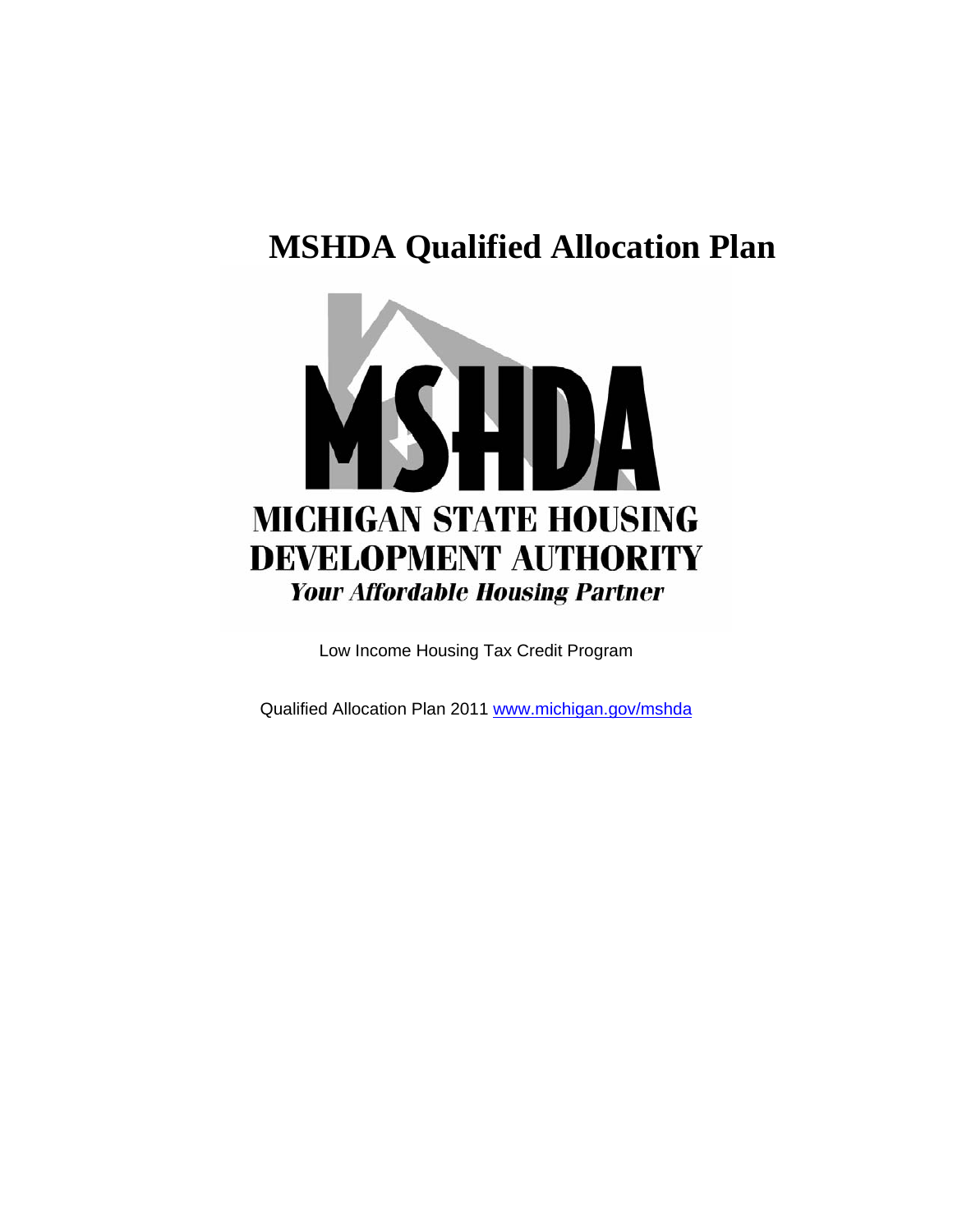# MSHDA Qualified Allocation Plan

MSHDA

MICHIGAN STATE HOUSING DEVELOPMENT AUTHORITY

*Your Affordable Housing Partner*

Low Income Housing Tax Credit Program

Qualified Allocation Plan 2011 www.michigan.gov/mshda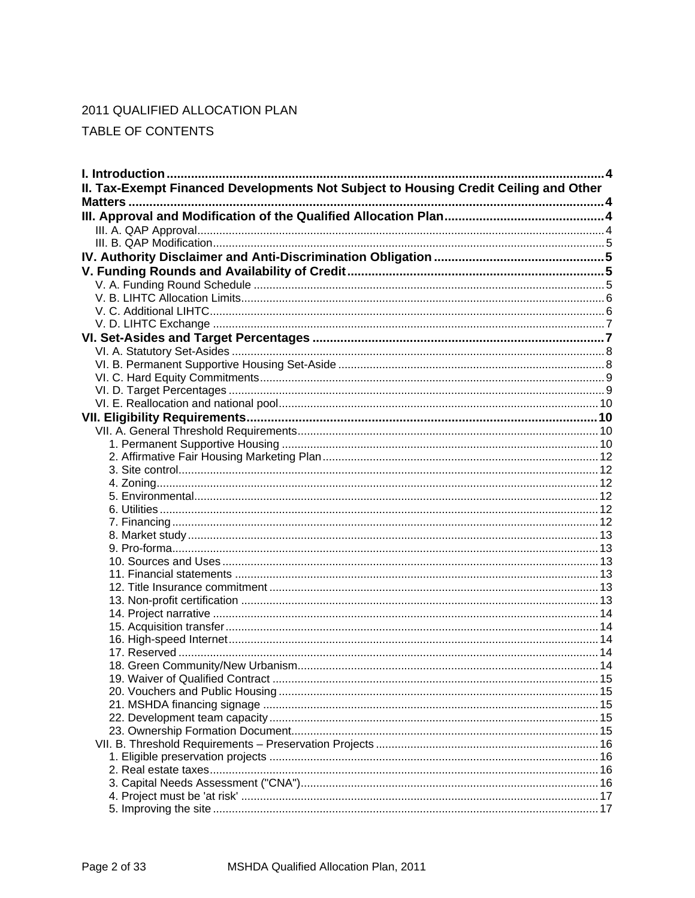2011 QUALIFIED ALLOCATION PLAN

TABLE OF CONTENTS

**I. Introduction** .......... 4
**II. Tax-Exempt Financed Developments Not Subject to Housing Credit Ceiling and Other Matters** .......... 4
**III. Approval and Modification of the Qualified Allocation Plan** .......... 4
- III. A. QAP Approval .......... 4
- III. B. QAP Modification .......... 5

**IV. Authority Disclaimer and Anti-Discrimination Obligation** .......... 5
**V. Funding Rounds and Availability of Credit** .......... 5
- V. A. Funding Round Schedule .......... 5
- V. B. LIHTC Allocation Limits .......... 6
- V. C. Additional LIHTC .......... 6
- V. D. LIHTC Exchange .......... 7

**VI. Set-Asides and Target Percentages** .......... 7
- VI. A. Statutory Set-Asides .......... 8
- VI. B. Permanent Supportive Housing Set-Aside .......... 8
- VI. C. Hard Equity Commitments .......... 9
- VI. D. Target Percentages .......... 9
- VI. E. Reallocation and national pool .......... 10

**VII. Eligibility Requirements** .......... 10
- VII. A. General Threshold Requirements .......... 10
  1. Permanent Supportive Housing .......... 10
  2. Affirmative Fair Housing Marketing Plan .......... 12
  3. Site control .......... 12
  4. Zoning .......... 12
  5. Environmental .......... 12
  6. Utilities .......... 12
  7. Financing .......... 12
  8. Market study .......... 13
  9. Pro-forma .......... 13
  10. Sources and Uses .......... 13
  11. Financial statements .......... 13
  12. Title Insurance commitment .......... 13
  13. Non-profit certification .......... 13
  14. Project narrative .......... 14
  15. Acquisition transfer .......... 14
  16. High-speed Internet .......... 14
  17. Reserved .......... 14
  18. Green Community/New Urbanism .......... 14
  19. Waiver of Qualified Contract .......... 15
  20. Vouchers and Public Housing .......... 15
  21. MSHDA financing signage .......... 15
  22. Development team capacity .......... 15
  23. Ownership Formation Document .......... 15
- VII. B. Threshold Requirements – Preservation Projects .......... 16
  1. Eligible preservation projects .......... 16
  2. Real estate taxes .......... 16
  3. Capital Needs Assessment ("CNA") .......... 16
  4. Project must be 'at risk' .......... 17
  5. Improving the site .......... 17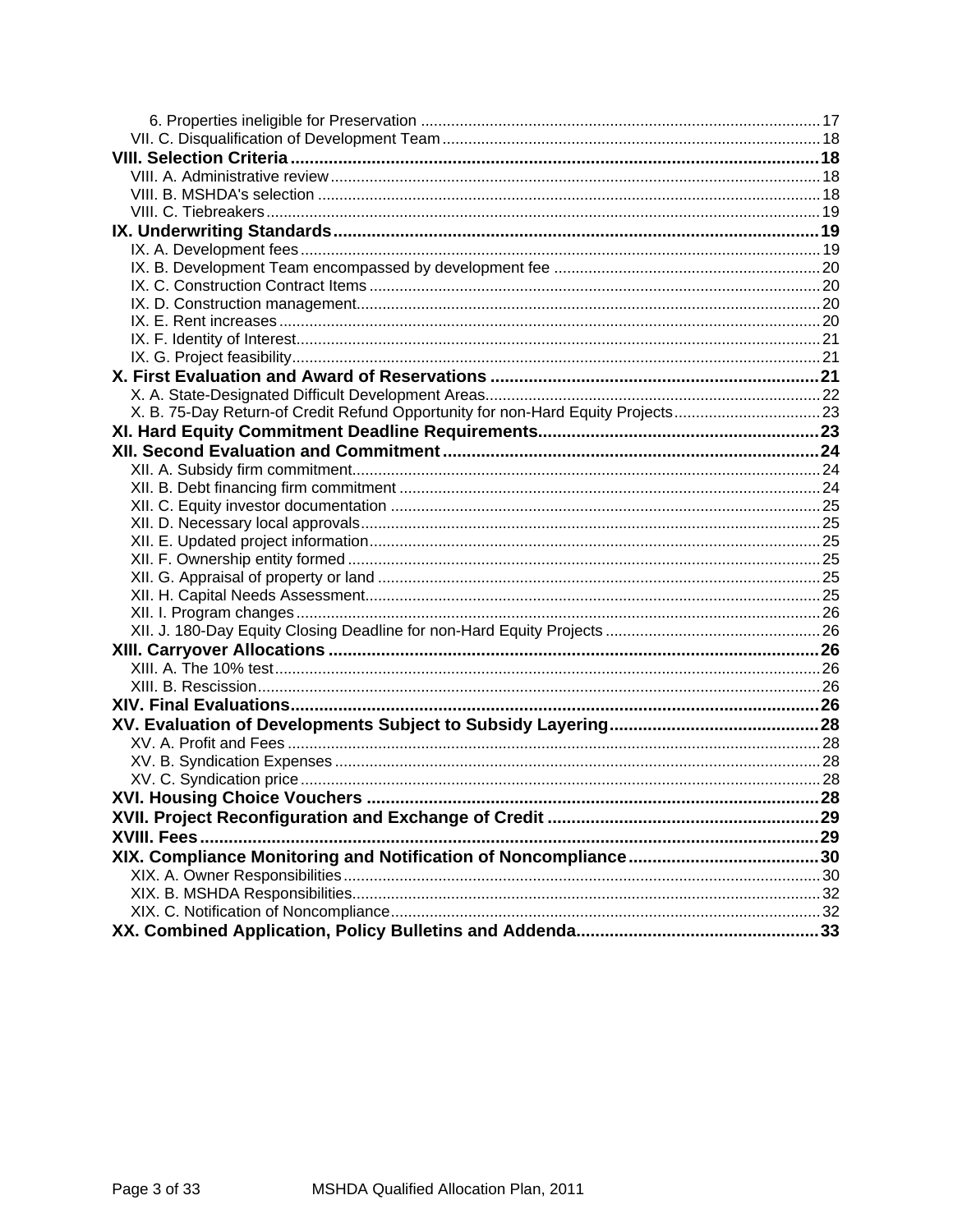6. Properties ineligible for Preservation ..... 17
VII. C. Disqualification of Development Team ..... 18
**VIII. Selection Criteria ..... 18**
VIII. A. Administrative review ..... 18
VIII. B. MSHDA's selection ..... 18
VIII. C. Tiebreakers ..... 19
**IX. Underwriting Standards ..... 19**
IX. A. Development fees ..... 19
IX. B. Development Team encompassed by development fee ..... 20
IX. C. Construction Contract Items ..... 20
IX. D. Construction management ..... 20
IX. E. Rent increases ..... 20
IX. F. Identity of Interest ..... 21
IX. G. Project feasibility ..... 21
**X. First Evaluation and Award of Reservations ..... 21**
X. A. State-Designated Difficult Development Areas ..... 22
X. B. 75-Day Return-of Credit Refund Opportunity for non-Hard Equity Projects ..... 23
**XI. Hard Equity Commitment Deadline Requirements ..... 23**
**XII. Second Evaluation and Commitment ..... 24**
XII. A. Subsidy firm commitment ..... 24
XII. B. Debt financing firm commitment ..... 24
XII. C. Equity investor documentation ..... 25
XII. D. Necessary local approvals ..... 25
XII. E. Updated project information ..... 25
XII. F. Ownership entity formed ..... 25
XII. G. Appraisal of property or land ..... 25
XII. H. Capital Needs Assessment ..... 25
XII. I. Program changes ..... 26
XII. J. 180-Day Equity Closing Deadline for non-Hard Equity Projects ..... 26
**XIII. Carryover Allocations ..... 26**
XIII. A. The 10% test ..... 26
XIII. B. Rescission ..... 26
**XIV. Final Evaluations ..... 26**
**XV. Evaluation of Developments Subject to Subsidy Layering ..... 28**
XV. A. Profit and Fees ..... 28
XV. B. Syndication Expenses ..... 28
XV. C. Syndication price ..... 28
**XVI. Housing Choice Vouchers ..... 28**
**XVII. Project Reconfiguration and Exchange of Credit ..... 29**
**XVIII. Fees ..... 29**
**XIX. Compliance Monitoring and Notification of Noncompliance ..... 30**
XIX. A. Owner Responsibilities ..... 30
XIX. B. MSHDA Responsibilities ..... 32
XIX. C. Notification of Noncompliance ..... 32
**XX. Combined Application, Policy Bulletins and Addenda ..... 33**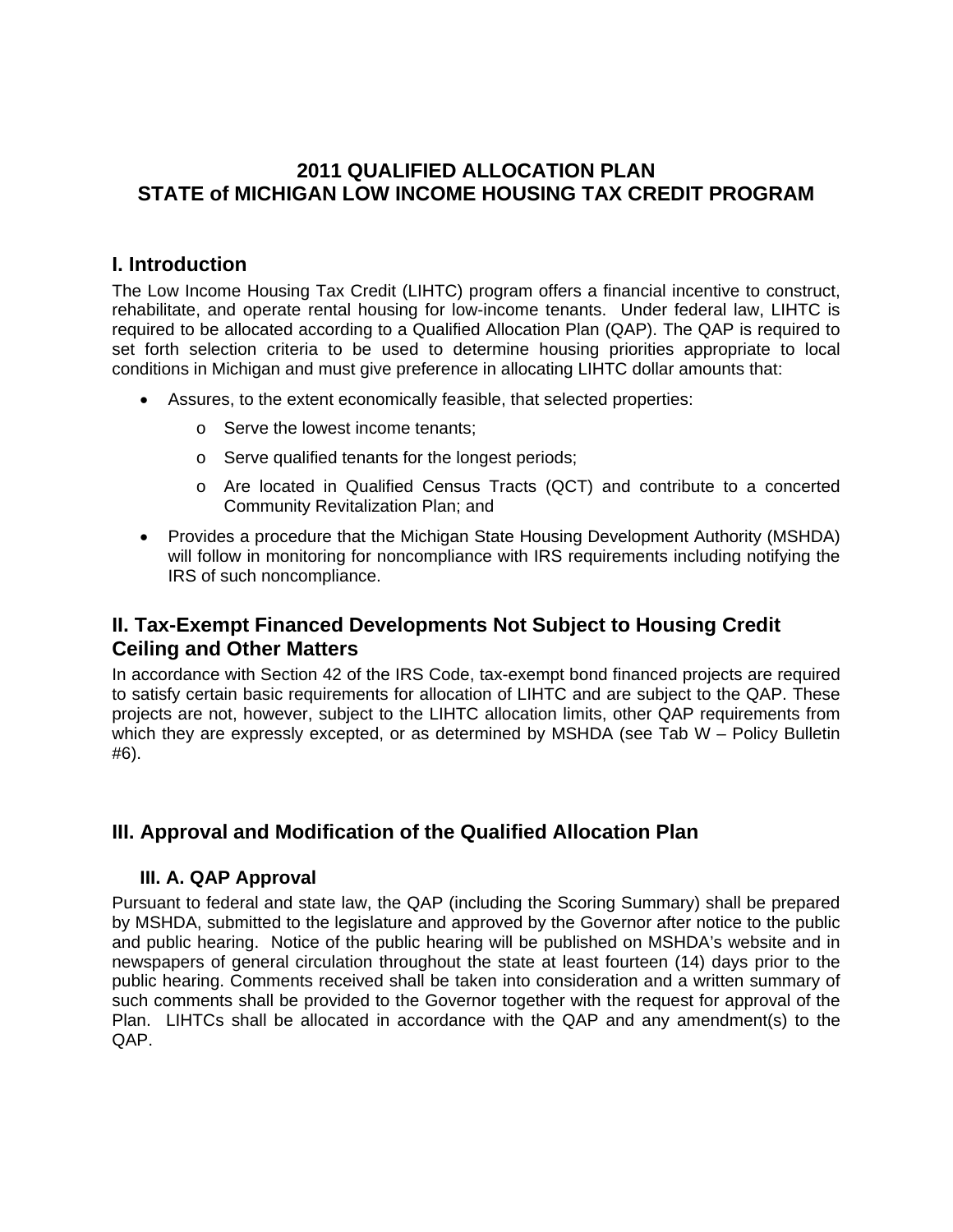# 2011 QUALIFIED ALLOCATION PLAN
# STATE of MICHIGAN LOW INCOME HOUSING TAX CREDIT PROGRAM

## I. Introduction

The Low Income Housing Tax Credit (LIHTC) program offers a financial incentive to construct, rehabilitate, and operate rental housing for low-income tenants. Under federal law, LIHTC is required to be allocated according to a Qualified Allocation Plan (QAP). The QAP is required to set forth selection criteria to be used to determine housing priorities appropriate to local conditions in Michigan and must give preference in allocating LIHTC dollar amounts that:

- Assures, to the extent economically feasible, that selected properties:
  - Serve the lowest income tenants;
  - Serve qualified tenants for the longest periods;
  - Are located in Qualified Census Tracts (QCT) and contribute to a concerted Community Revitalization Plan; and
- Provides a procedure that the Michigan State Housing Development Authority (MSHDA) will follow in monitoring for noncompliance with IRS requirements including notifying the IRS of such noncompliance.

## II. Tax-Exempt Financed Developments Not Subject to Housing Credit Ceiling and Other Matters

In accordance with Section 42 of the IRS Code, tax-exempt bond financed projects are required to satisfy certain basic requirements for allocation of LIHTC and are subject to the QAP. These projects are not, however, subject to the LIHTC allocation limits, other QAP requirements from which they are expressly excepted, or as determined by MSHDA (see Tab W – Policy Bulletin #6).

## III. Approval and Modification of the Qualified Allocation Plan

### III. A. QAP Approval

Pursuant to federal and state law, the QAP (including the Scoring Summary) shall be prepared by MSHDA, submitted to the legislature and approved by the Governor after notice to the public and public hearing. Notice of the public hearing will be published on MSHDA's website and in newspapers of general circulation throughout the state at least fourteen (14) days prior to the public hearing. Comments received shall be taken into consideration and a written summary of such comments shall be provided to the Governor together with the request for approval of the Plan. LIHTCs shall be allocated in accordance with the QAP and any amendment(s) to the QAP.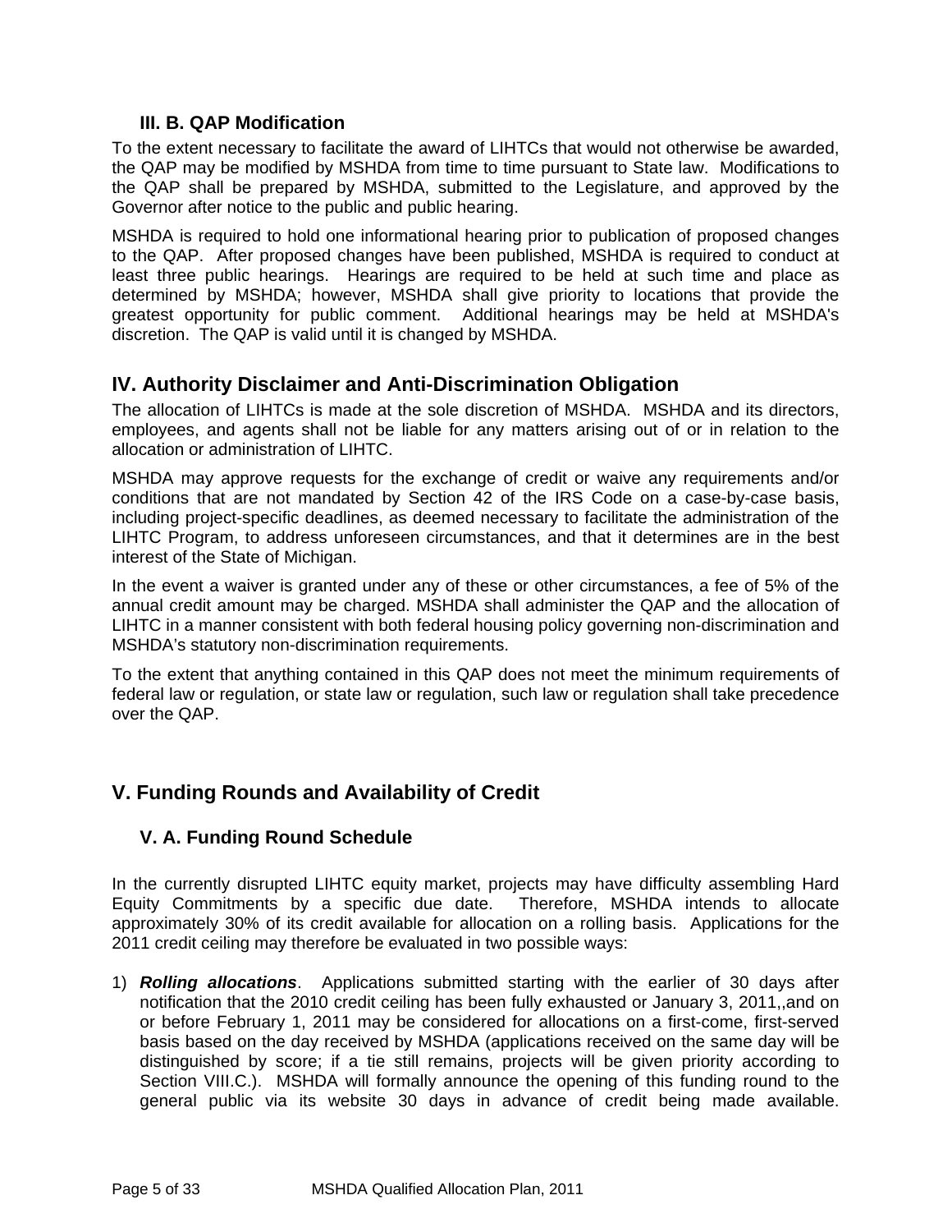### III. B. QAP Modification

To the extent necessary to facilitate the award of LIHTCs that would not otherwise be awarded, the QAP may be modified by MSHDA from time to time pursuant to State law. Modifications to the QAP shall be prepared by MSHDA, submitted to the Legislature, and approved by the Governor after notice to the public and public hearing.

MSHDA is required to hold one informational hearing prior to publication of proposed changes to the QAP. After proposed changes have been published, MSHDA is required to conduct at least three public hearings. Hearings are required to be held at such time and place as determined by MSHDA; however, MSHDA shall give priority to locations that provide the greatest opportunity for public comment. Additional hearings may be held at MSHDA's discretion. The QAP is valid until it is changed by MSHDA.

## IV. Authority Disclaimer and Anti-Discrimination Obligation

The allocation of LIHTCs is made at the sole discretion of MSHDA. MSHDA and its directors, employees, and agents shall not be liable for any matters arising out of or in relation to the allocation or administration of LIHTC.

MSHDA may approve requests for the exchange of credit or waive any requirements and/or conditions that are not mandated by Section 42 of the IRS Code on a case-by-case basis, including project-specific deadlines, as deemed necessary to facilitate the administration of the LIHTC Program, to address unforeseen circumstances, and that it determines are in the best interest of the State of Michigan.

In the event a waiver is granted under any of these or other circumstances, a fee of 5% of the annual credit amount may be charged. MSHDA shall administer the QAP and the allocation of LIHTC in a manner consistent with both federal housing policy governing non-discrimination and MSHDA's statutory non-discrimination requirements.

To the extent that anything contained in this QAP does not meet the minimum requirements of federal law or regulation, or state law or regulation, such law or regulation shall take precedence over the QAP.

## V. Funding Rounds and Availability of Credit

### V. A. Funding Round Schedule

In the currently disrupted LIHTC equity market, projects may have difficulty assembling Hard Equity Commitments by a specific due date. Therefore, MSHDA intends to allocate approximately 30% of its credit available for allocation on a rolling basis. Applications for the 2011 credit ceiling may therefore be evaluated in two possible ways:

1) ***Rolling allocations***. Applications submitted starting with the earlier of 30 days after notification that the 2010 credit ceiling has been fully exhausted or January 3, 2011,,and on or before February 1, 2011 may be considered for allocations on a first-come, first-served basis based on the day received by MSHDA (applications received on the same day will be distinguished by score; if a tie still remains, projects will be given priority according to Section VIII.C.). MSHDA will formally announce the opening of this funding round to the general public via its website 30 days in advance of credit being made available.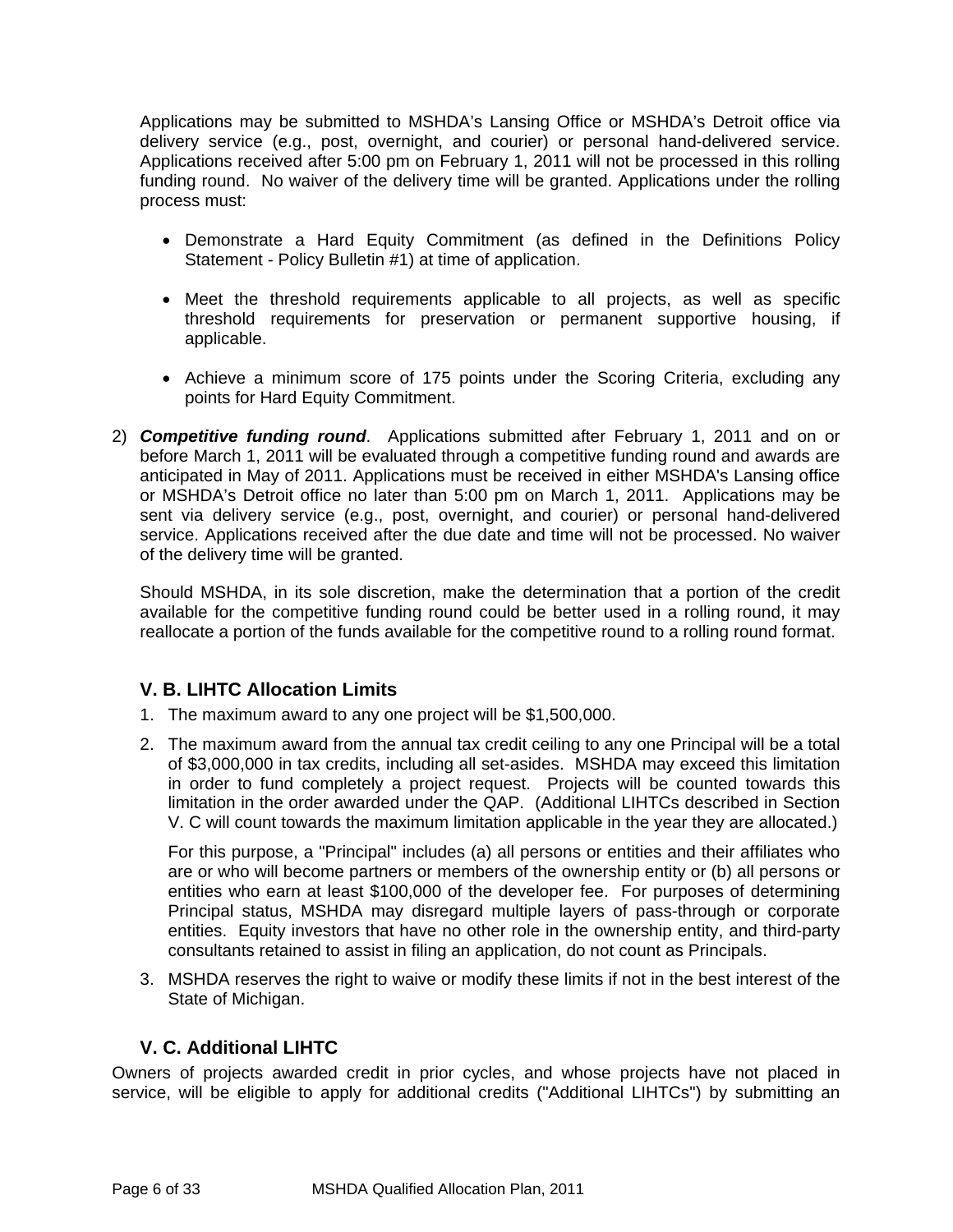Applications may be submitted to MSHDA's Lansing Office or MSHDA's Detroit office via delivery service (e.g., post, overnight, and courier) or personal hand-delivered service. Applications received after 5:00 pm on February 1, 2011 will not be processed in this rolling funding round. No waiver of the delivery time will be granted. Applications under the rolling process must:

- Demonstrate a Hard Equity Commitment (as defined in the Definitions Policy Statement - Policy Bulletin #1) at time of application.
- Meet the threshold requirements applicable to all projects, as well as specific threshold requirements for preservation or permanent supportive housing, if applicable.
- Achieve a minimum score of 175 points under the Scoring Criteria, excluding any points for Hard Equity Commitment.

2) ***Competitive funding round***. Applications submitted after February 1, 2011 and on or before March 1, 2011 will be evaluated through a competitive funding round and awards are anticipated in May of 2011. Applications must be received in either MSHDA's Lansing office or MSHDA's Detroit office no later than 5:00 pm on March 1, 2011. Applications may be sent via delivery service (e.g., post, overnight, and courier) or personal hand-delivered service. Applications received after the due date and time will not be processed. No waiver of the delivery time will be granted.

   Should MSHDA, in its sole discretion, make the determination that a portion of the credit available for the competitive funding round could be better used in a rolling round, it may reallocate a portion of the funds available for the competitive round to a rolling round format.

### V. B. LIHTC Allocation Limits

1. The maximum award to any one project will be $1,500,000.
2. The maximum award from the annual tax credit ceiling to any one Principal will be a total of $3,000,000 in tax credits, including all set-asides. MSHDA may exceed this limitation in order to fund completely a project request. Projects will be counted towards this limitation in the order awarded under the QAP. (Additional LIHTCs described in Section V. C will count towards the maximum limitation applicable in the year they are allocated.)

   For this purpose, a "Principal" includes (a) all persons or entities and their affiliates who are or who will become partners or members of the ownership entity or (b) all persons or entities who earn at least $100,000 of the developer fee. For purposes of determining Principal status, MSHDA may disregard multiple layers of pass-through or corporate entities. Equity investors that have no other role in the ownership entity, and third-party consultants retained to assist in filing an application, do not count as Principals.
3. MSHDA reserves the right to waive or modify these limits if not in the best interest of the State of Michigan.

### V. C. Additional LIHTC

Owners of projects awarded credit in prior cycles, and whose projects have not placed in service, will be eligible to apply for additional credits ("Additional LIHTCs") by submitting an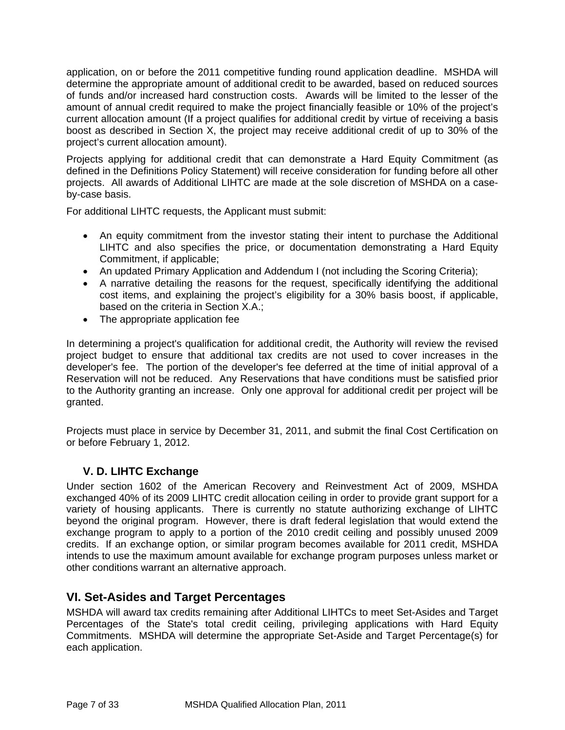application, on or before the 2011 competitive funding round application deadline. MSHDA will determine the appropriate amount of additional credit to be awarded, based on reduced sources of funds and/or increased hard construction costs. Awards will be limited to the lesser of the amount of annual credit required to make the project financially feasible or 10% of the project's current allocation amount (If a project qualifies for additional credit by virtue of receiving a basis boost as described in Section X, the project may receive additional credit of up to 30% of the project's current allocation amount).

Projects applying for additional credit that can demonstrate a Hard Equity Commitment (as defined in the Definitions Policy Statement) will receive consideration for funding before all other projects. All awards of Additional LIHTC are made at the sole discretion of MSHDA on a case-by-case basis.

For additional LIHTC requests, the Applicant must submit:

- An equity commitment from the investor stating their intent to purchase the Additional LIHTC and also specifies the price, or documentation demonstrating a Hard Equity Commitment, if applicable;
- An updated Primary Application and Addendum I (not including the Scoring Criteria);
- A narrative detailing the reasons for the request, specifically identifying the additional cost items, and explaining the project's eligibility for a 30% basis boost, if applicable, based on the criteria in Section X.A.;
- The appropriate application fee

In determining a project's qualification for additional credit, the Authority will review the revised project budget to ensure that additional tax credits are not used to cover increases in the developer's fee. The portion of the developer's fee deferred at the time of initial approval of a Reservation will not be reduced. Any Reservations that have conditions must be satisfied prior to the Authority granting an increase. Only one approval for additional credit per project will be granted.

Projects must place in service by December 31, 2011, and submit the final Cost Certification on or before February 1, 2012.

### V. D. LIHTC Exchange

Under section 1602 of the American Recovery and Reinvestment Act of 2009, MSHDA exchanged 40% of its 2009 LIHTC credit allocation ceiling in order to provide grant support for a variety of housing applicants. There is currently no statute authorizing exchange of LIHTC beyond the original program. However, there is draft federal legislation that would extend the exchange program to apply to a portion of the 2010 credit ceiling and possibly unused 2009 credits. If an exchange option, or similar program becomes available for 2011 credit, MSHDA intends to use the maximum amount available for exchange program purposes unless market or other conditions warrant an alternative approach.

## VI. Set-Asides and Target Percentages

MSHDA will award tax credits remaining after Additional LIHTCs to meet Set-Asides and Target Percentages of the State's total credit ceiling, privileging applications with Hard Equity Commitments. MSHDA will determine the appropriate Set-Aside and Target Percentage(s) for each application.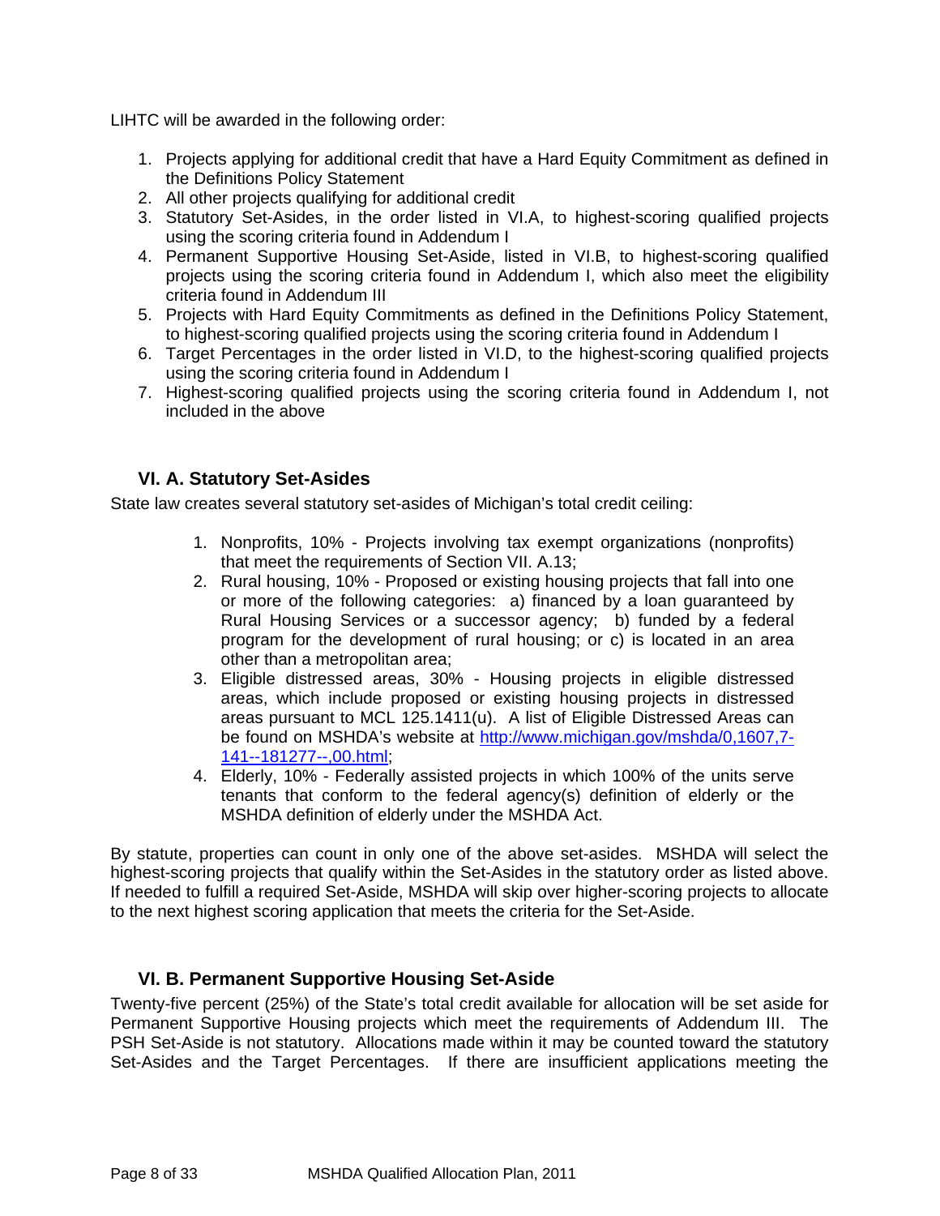LIHTC will be awarded in the following order:

1. Projects applying for additional credit that have a Hard Equity Commitment as defined in the Definitions Policy Statement
2. All other projects qualifying for additional credit
3. Statutory Set-Asides, in the order listed in VI.A, to highest-scoring qualified projects using the scoring criteria found in Addendum I
4. Permanent Supportive Housing Set-Aside, listed in VI.B, to highest-scoring qualified projects using the scoring criteria found in Addendum I, which also meet the eligibility criteria found in Addendum III
5. Projects with Hard Equity Commitments as defined in the Definitions Policy Statement, to highest-scoring qualified projects using the scoring criteria found in Addendum I
6. Target Percentages in the order listed in VI.D, to the highest-scoring qualified projects using the scoring criteria found in Addendum I
7. Highest-scoring qualified projects using the scoring criteria found in Addendum I, not included in the above

## VI. A. Statutory Set-Asides

State law creates several statutory set-asides of Michigan's total credit ceiling:

1. Nonprofits, 10% - Projects involving tax exempt organizations (nonprofits) that meet the requirements of Section VII. A.13;
2. Rural housing, 10% - Proposed or existing housing projects that fall into one or more of the following categories: a) financed by a loan guaranteed by Rural Housing Services or a successor agency; b) funded by a federal program for the development of rural housing; or c) is located in an area other than a metropolitan area;
3. Eligible distressed areas, 30% - Housing projects in eligible distressed areas, which include proposed or existing housing projects in distressed areas pursuant to MCL 125.1411(u). A list of Eligible Distressed Areas can be found on MSHDA's website at [http://www.michigan.gov/mshda/0,1607,7-141--181277--,00.html](http://www.michigan.gov/mshda/0,1607,7-141--181277--,00.html);
4. Elderly, 10% - Federally assisted projects in which 100% of the units serve tenants that conform to the federal agency(s) definition of elderly or the MSHDA definition of elderly under the MSHDA Act.

By statute, properties can count in only one of the above set-asides. MSHDA will select the highest-scoring projects that qualify within the Set-Asides in the statutory order as listed above. If needed to fulfill a required Set-Aside, MSHDA will skip over higher-scoring projects to allocate to the next highest scoring application that meets the criteria for the Set-Aside.

## VI. B. Permanent Supportive Housing Set-Aside

Twenty-five percent (25%) of the State's total credit available for allocation will be set aside for Permanent Supportive Housing projects which meet the requirements of Addendum III. The PSH Set-Aside is not statutory. Allocations made within it may be counted toward the statutory Set-Asides and the Target Percentages. If there are insufficient applications meeting the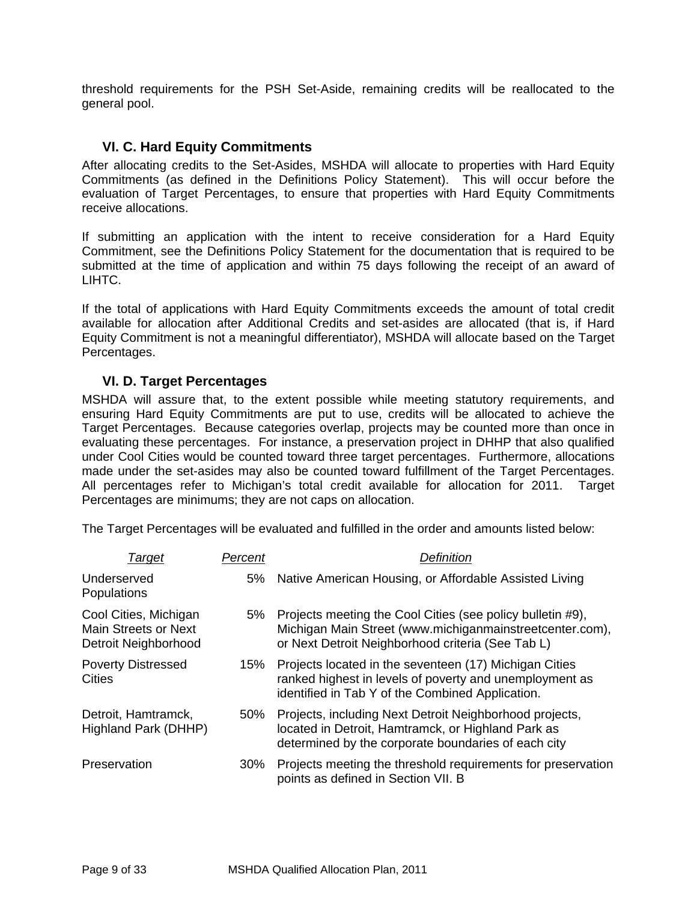threshold requirements for the PSH Set-Aside, remaining credits will be reallocated to the general pool.

### VI. C. Hard Equity Commitments

After allocating credits to the Set-Asides, MSHDA will allocate to properties with Hard Equity Commitments (as defined in the Definitions Policy Statement). This will occur before the evaluation of Target Percentages, to ensure that properties with Hard Equity Commitments receive allocations.

If submitting an application with the intent to receive consideration for a Hard Equity Commitment, see the Definitions Policy Statement for the documentation that is required to be submitted at the time of application and within 75 days following the receipt of an award of LIHTC.

If the total of applications with Hard Equity Commitments exceeds the amount of total credit available for allocation after Additional Credits and set-asides are allocated (that is, if Hard Equity Commitment is not a meaningful differentiator), MSHDA will allocate based on the Target Percentages.

### VI. D. Target Percentages

MSHDA will assure that, to the extent possible while meeting statutory requirements, and ensuring Hard Equity Commitments are put to use, credits will be allocated to achieve the Target Percentages. Because categories overlap, projects may be counted more than once in evaluating these percentages. For instance, a preservation project in DHHP that also qualified under Cool Cities would be counted toward three target percentages. Furthermore, allocations made under the set-asides may also be counted toward fulfillment of the Target Percentages. All percentages refer to Michigan's total credit available for allocation for 2011. Target Percentages are minimums; they are not caps on allocation.

The Target Percentages will be evaluated and fulfilled in the order and amounts listed below:

| *Target* | *Percent* | *Definition* |
|---|---|---|
| Underserved Populations | 5% | Native American Housing, or Affordable Assisted Living |
| Cool Cities, Michigan Main Streets or Next Detroit Neighborhood | 5% | Projects meeting the Cool Cities (see policy bulletin #9), Michigan Main Street (www.michiganmainstreetcenter.com), or Next Detroit Neighborhood criteria (See Tab L) |
| Poverty Distressed Cities | 15% | Projects located in the seventeen (17) Michigan Cities ranked highest in levels of poverty and unemployment as identified in Tab Y of the Combined Application. |
| Detroit, Hamtramck, Highland Park (DHHP) | 50% | Projects, including Next Detroit Neighborhood projects, located in Detroit, Hamtramck, or Highland Park as determined by the corporate boundaries of each city |
| Preservation | 30% | Projects meeting the threshold requirements for preservation points as defined in Section VII. B |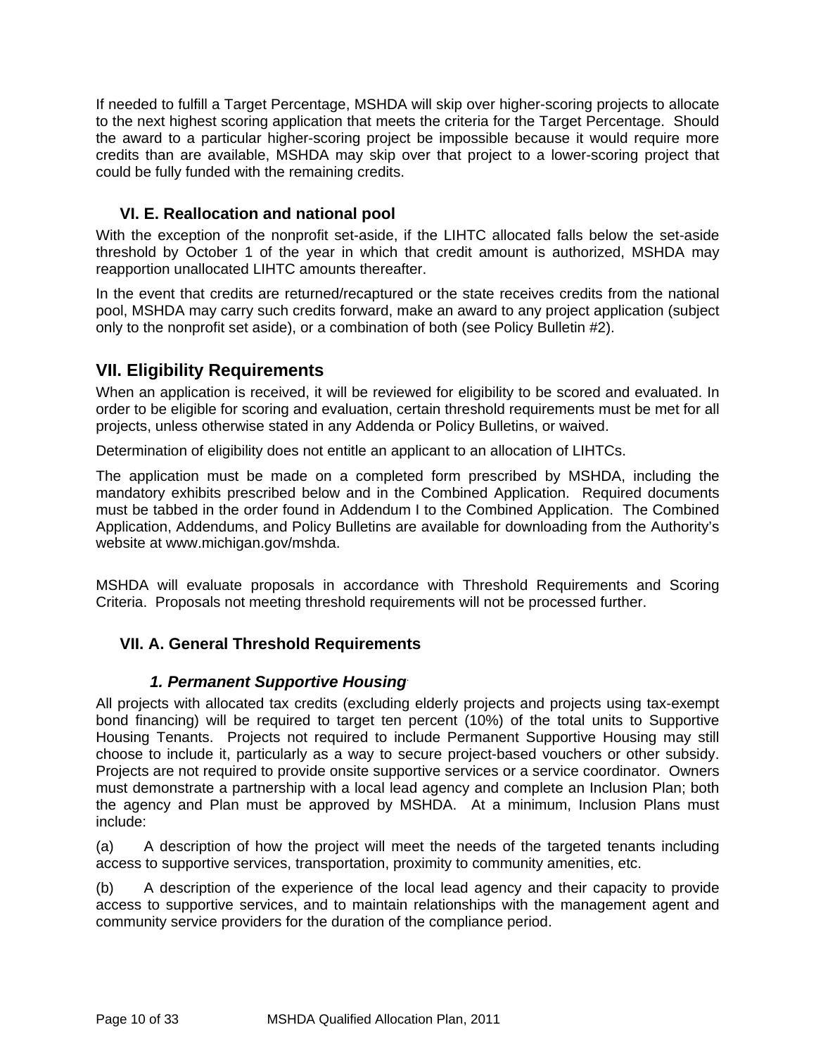If needed to fulfill a Target Percentage, MSHDA will skip over higher-scoring projects to allocate to the next highest scoring application that meets the criteria for the Target Percentage. Should the award to a particular higher-scoring project be impossible because it would require more credits than are available, MSHDA may skip over that project to a lower-scoring project that could be fully funded with the remaining credits.

### VI. E. Reallocation and national pool

With the exception of the nonprofit set-aside, if the LIHTC allocated falls below the set-aside threshold by October 1 of the year in which that credit amount is authorized, MSHDA may reapportion unallocated LIHTC amounts thereafter.

In the event that credits are returned/recaptured or the state receives credits from the national pool, MSHDA may carry such credits forward, make an award to any project application (subject only to the nonprofit set aside), or a combination of both (see Policy Bulletin #2).

## VII. Eligibility Requirements

When an application is received, it will be reviewed for eligibility to be scored and evaluated. In order to be eligible for scoring and evaluation, certain threshold requirements must be met for all projects, unless otherwise stated in any Addenda or Policy Bulletins, or waived.

Determination of eligibility does not entitle an applicant to an allocation of LIHTCs.

The application must be made on a completed form prescribed by MSHDA, including the mandatory exhibits prescribed below and in the Combined Application. Required documents must be tabbed in the order found in Addendum I to the Combined Application. The Combined Application, Addendums, and Policy Bulletins are available for downloading from the Authority's website at www.michigan.gov/mshda.

MSHDA will evaluate proposals in accordance with Threshold Requirements and Scoring Criteria. Proposals not meeting threshold requirements will not be processed further.

### VII. A. General Threshold Requirements

#### *1. Permanent Supportive Housing*

All projects with allocated tax credits (excluding elderly projects and projects using tax-exempt bond financing) will be required to target ten percent (10%) of the total units to Supportive Housing Tenants. Projects not required to include Permanent Supportive Housing may still choose to include it, particularly as a way to secure project-based vouchers or other subsidy. Projects are not required to provide onsite supportive services or a service coordinator. Owners must demonstrate a partnership with a local lead agency and complete an Inclusion Plan; both the agency and Plan must be approved by MSHDA. At a minimum, Inclusion Plans must include:

(a) A description of how the project will meet the needs of the targeted tenants including access to supportive services, transportation, proximity to community amenities, etc.

(b) A description of the experience of the local lead agency and their capacity to provide access to supportive services, and to maintain relationships with the management agent and community service providers for the duration of the compliance period.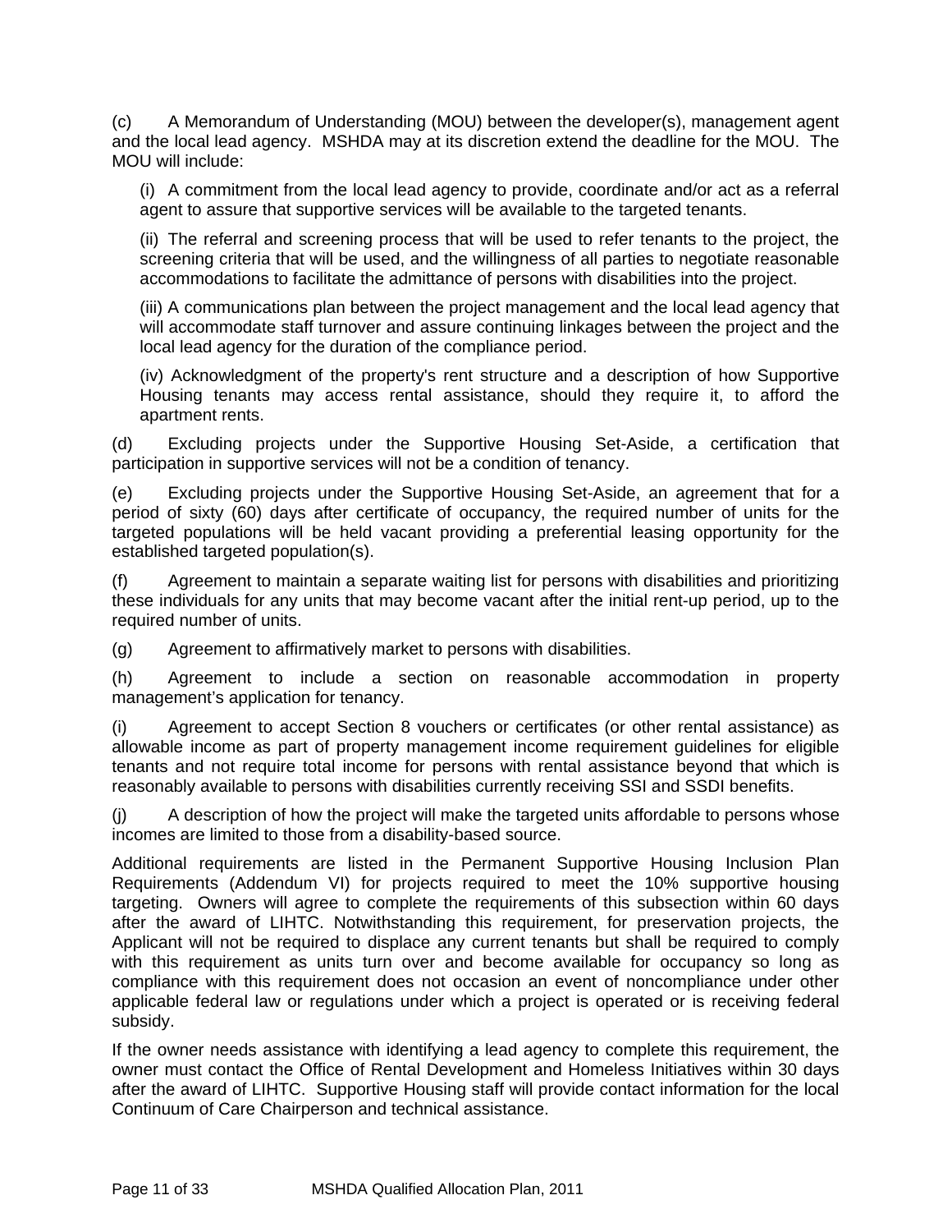(c) A Memorandum of Understanding (MOU) between the developer(s), management agent and the local lead agency. MSHDA may at its discretion extend the deadline for the MOU. The MOU will include:

(i) A commitment from the local lead agency to provide, coordinate and/or act as a referral agent to assure that supportive services will be available to the targeted tenants.

(ii) The referral and screening process that will be used to refer tenants to the project, the screening criteria that will be used, and the willingness of all parties to negotiate reasonable accommodations to facilitate the admittance of persons with disabilities into the project.

(iii) A communications plan between the project management and the local lead agency that will accommodate staff turnover and assure continuing linkages between the project and the local lead agency for the duration of the compliance period.

(iv) Acknowledgment of the property's rent structure and a description of how Supportive Housing tenants may access rental assistance, should they require it, to afford the apartment rents.

(d) Excluding projects under the Supportive Housing Set-Aside, a certification that participation in supportive services will not be a condition of tenancy.

(e) Excluding projects under the Supportive Housing Set-Aside, an agreement that for a period of sixty (60) days after certificate of occupancy, the required number of units for the targeted populations will be held vacant providing a preferential leasing opportunity for the established targeted population(s).

(f) Agreement to maintain a separate waiting list for persons with disabilities and prioritizing these individuals for any units that may become vacant after the initial rent-up period, up to the required number of units.

(g) Agreement to affirmatively market to persons with disabilities.

(h) Agreement to include a section on reasonable accommodation in property management's application for tenancy.

(i) Agreement to accept Section 8 vouchers or certificates (or other rental assistance) as allowable income as part of property management income requirement guidelines for eligible tenants and not require total income for persons with rental assistance beyond that which is reasonably available to persons with disabilities currently receiving SSI and SSDI benefits.

(j) A description of how the project will make the targeted units affordable to persons whose incomes are limited to those from a disability-based source.

Additional requirements are listed in the Permanent Supportive Housing Inclusion Plan Requirements (Addendum VI) for projects required to meet the 10% supportive housing targeting. Owners will agree to complete the requirements of this subsection within 60 days after the award of LIHTC. Notwithstanding this requirement, for preservation projects, the Applicant will not be required to displace any current tenants but shall be required to comply with this requirement as units turn over and become available for occupancy so long as compliance with this requirement does not occasion an event of noncompliance under other applicable federal law or regulations under which a project is operated or is receiving federal subsidy.

If the owner needs assistance with identifying a lead agency to complete this requirement, the owner must contact the Office of Rental Development and Homeless Initiatives within 30 days after the award of LIHTC. Supportive Housing staff will provide contact information for the local Continuum of Care Chairperson and technical assistance.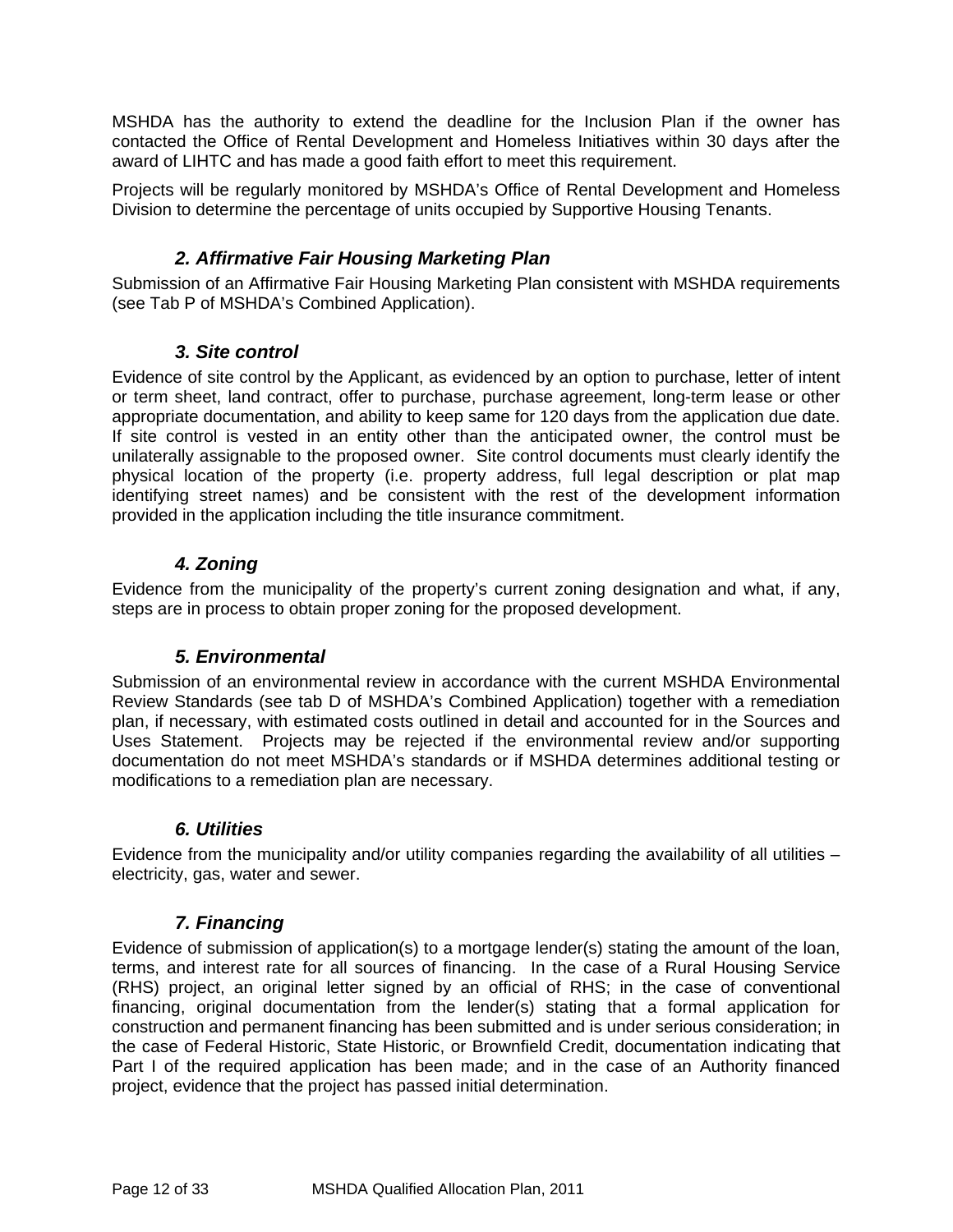MSHDA has the authority to extend the deadline for the Inclusion Plan if the owner has contacted the Office of Rental Development and Homeless Initiatives within 30 days after the award of LIHTC and has made a good faith effort to meet this requirement.

Projects will be regularly monitored by MSHDA's Office of Rental Development and Homeless Division to determine the percentage of units occupied by Supportive Housing Tenants.

### *2. Affirmative Fair Housing Marketing Plan*

Submission of an Affirmative Fair Housing Marketing Plan consistent with MSHDA requirements (see Tab P of MSHDA's Combined Application).

### *3. Site control*

Evidence of site control by the Applicant, as evidenced by an option to purchase, letter of intent or term sheet, land contract, offer to purchase, purchase agreement, long-term lease or other appropriate documentation, and ability to keep same for 120 days from the application due date. If site control is vested in an entity other than the anticipated owner, the control must be unilaterally assignable to the proposed owner. Site control documents must clearly identify the physical location of the property (i.e. property address, full legal description or plat map identifying street names) and be consistent with the rest of the development information provided in the application including the title insurance commitment.

### *4. Zoning*

Evidence from the municipality of the property's current zoning designation and what, if any, steps are in process to obtain proper zoning for the proposed development.

### *5. Environmental*

Submission of an environmental review in accordance with the current MSHDA Environmental Review Standards (see tab D of MSHDA's Combined Application) together with a remediation plan, if necessary, with estimated costs outlined in detail and accounted for in the Sources and Uses Statement. Projects may be rejected if the environmental review and/or supporting documentation do not meet MSHDA's standards or if MSHDA determines additional testing or modifications to a remediation plan are necessary.

### *6. Utilities*

Evidence from the municipality and/or utility companies regarding the availability of all utilities – electricity, gas, water and sewer.

### *7. Financing*

Evidence of submission of application(s) to a mortgage lender(s) stating the amount of the loan, terms, and interest rate for all sources of financing. In the case of a Rural Housing Service (RHS) project, an original letter signed by an official of RHS; in the case of conventional financing, original documentation from the lender(s) stating that a formal application for construction and permanent financing has been submitted and is under serious consideration; in the case of Federal Historic, State Historic, or Brownfield Credit, documentation indicating that Part I of the required application has been made; and in the case of an Authority financed project, evidence that the project has passed initial determination.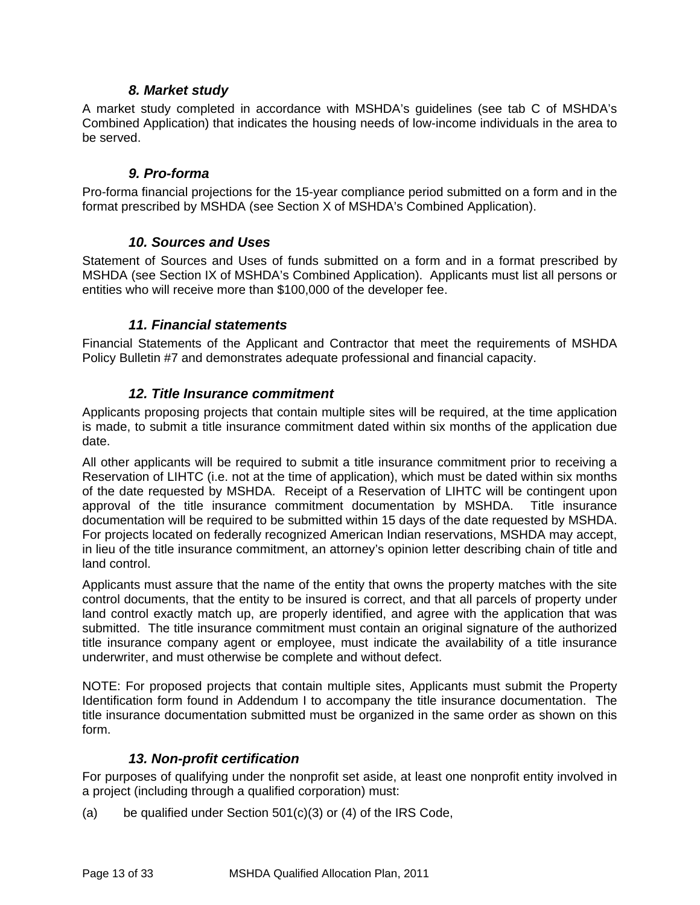### *8. Market study*

A market study completed in accordance with MSHDA's guidelines (see tab C of MSHDA's Combined Application) that indicates the housing needs of low-income individuals in the area to be served.

### *9. Pro-forma*

Pro-forma financial projections for the 15-year compliance period submitted on a form and in the format prescribed by MSHDA (see Section X of MSHDA's Combined Application).

### *10. Sources and Uses*

Statement of Sources and Uses of funds submitted on a form and in a format prescribed by MSHDA (see Section IX of MSHDA's Combined Application). Applicants must list all persons or entities who will receive more than $100,000 of the developer fee.

### *11. Financial statements*

Financial Statements of the Applicant and Contractor that meet the requirements of MSHDA Policy Bulletin #7 and demonstrates adequate professional and financial capacity.

### *12. Title Insurance commitment*

Applicants proposing projects that contain multiple sites will be required, at the time application is made, to submit a title insurance commitment dated within six months of the application due date.

All other applicants will be required to submit a title insurance commitment prior to receiving a Reservation of LIHTC (i.e. not at the time of application), which must be dated within six months of the date requested by MSHDA. Receipt of a Reservation of LIHTC will be contingent upon approval of the title insurance commitment documentation by MSHDA. Title insurance documentation will be required to be submitted within 15 days of the date requested by MSHDA. For projects located on federally recognized American Indian reservations, MSHDA may accept, in lieu of the title insurance commitment, an attorney's opinion letter describing chain of title and land control.

Applicants must assure that the name of the entity that owns the property matches with the site control documents, that the entity to be insured is correct, and that all parcels of property under land control exactly match up, are properly identified, and agree with the application that was submitted. The title insurance commitment must contain an original signature of the authorized title insurance company agent or employee, must indicate the availability of a title insurance underwriter, and must otherwise be complete and without defect.

NOTE: For proposed projects that contain multiple sites, Applicants must submit the Property Identification form found in Addendum I to accompany the title insurance documentation. The title insurance documentation submitted must be organized in the same order as shown on this form.

### *13. Non-profit certification*

For purposes of qualifying under the nonprofit set aside, at least one nonprofit entity involved in a project (including through a qualified corporation) must:

(a) be qualified under Section 501(c)(3) or (4) of the IRS Code,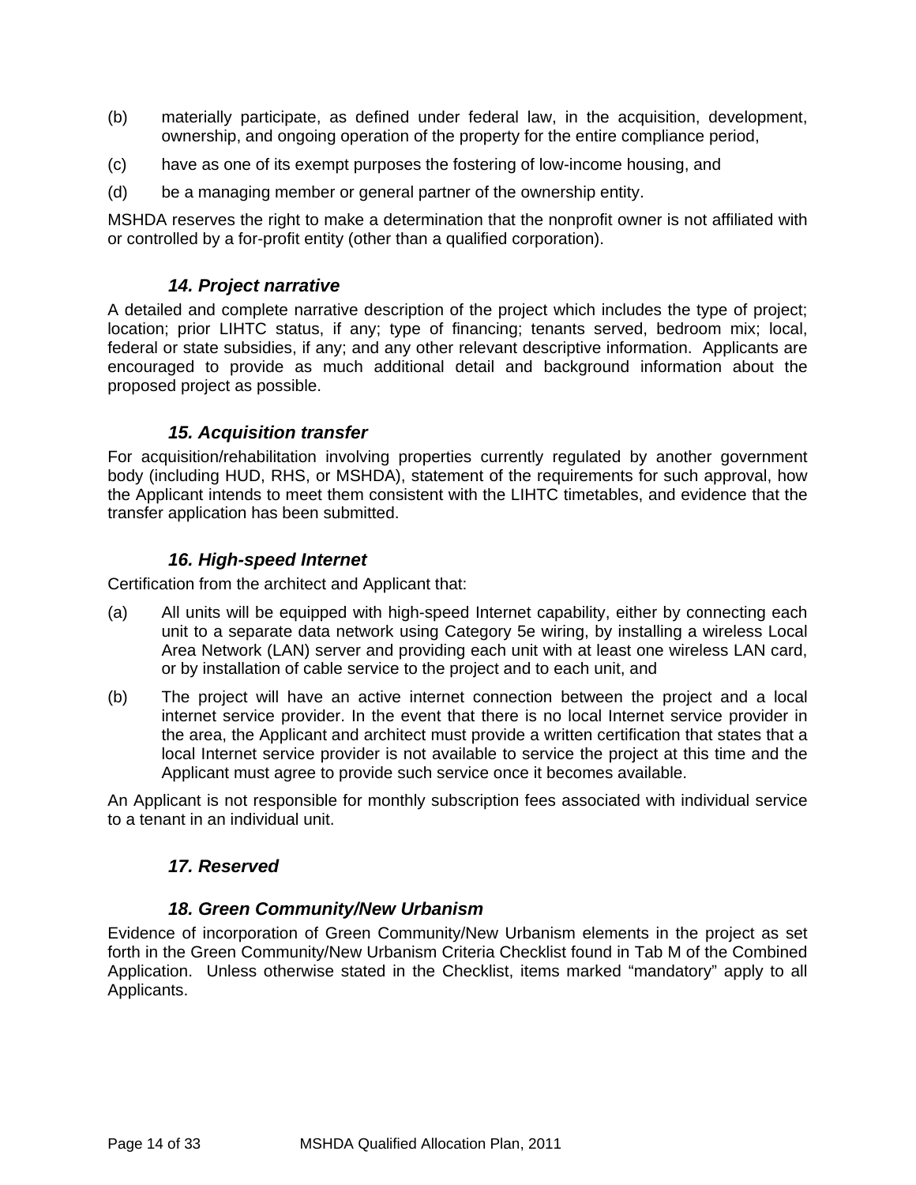(b) materially participate, as defined under federal law, in the acquisition, development, ownership, and ongoing operation of the property for the entire compliance period,

(c) have as one of its exempt purposes the fostering of low-income housing, and

(d) be a managing member or general partner of the ownership entity.

MSHDA reserves the right to make a determination that the nonprofit owner is not affiliated with or controlled by a for-profit entity (other than a qualified corporation).

### *14. Project narrative*

A detailed and complete narrative description of the project which includes the type of project; location; prior LIHTC status, if any; type of financing; tenants served, bedroom mix; local, federal or state subsidies, if any; and any other relevant descriptive information. Applicants are encouraged to provide as much additional detail and background information about the proposed project as possible.

### *15. Acquisition transfer*

For acquisition/rehabilitation involving properties currently regulated by another government body (including HUD, RHS, or MSHDA), statement of the requirements for such approval, how the Applicant intends to meet them consistent with the LIHTC timetables, and evidence that the transfer application has been submitted.

### *16. High-speed Internet*

Certification from the architect and Applicant that:

(a) All units will be equipped with high-speed Internet capability, either by connecting each unit to a separate data network using Category 5e wiring, by installing a wireless Local Area Network (LAN) server and providing each unit with at least one wireless LAN card, or by installation of cable service to the project and to each unit, and

(b) The project will have an active internet connection between the project and a local internet service provider. In the event that there is no local Internet service provider in the area, the Applicant and architect must provide a written certification that states that a local Internet service provider is not available to service the project at this time and the Applicant must agree to provide such service once it becomes available.

An Applicant is not responsible for monthly subscription fees associated with individual service to a tenant in an individual unit.

### *17. Reserved*

### *18. Green Community/New Urbanism*

Evidence of incorporation of Green Community/New Urbanism elements in the project as set forth in the Green Community/New Urbanism Criteria Checklist found in Tab M of the Combined Application. Unless otherwise stated in the Checklist, items marked "mandatory" apply to all Applicants.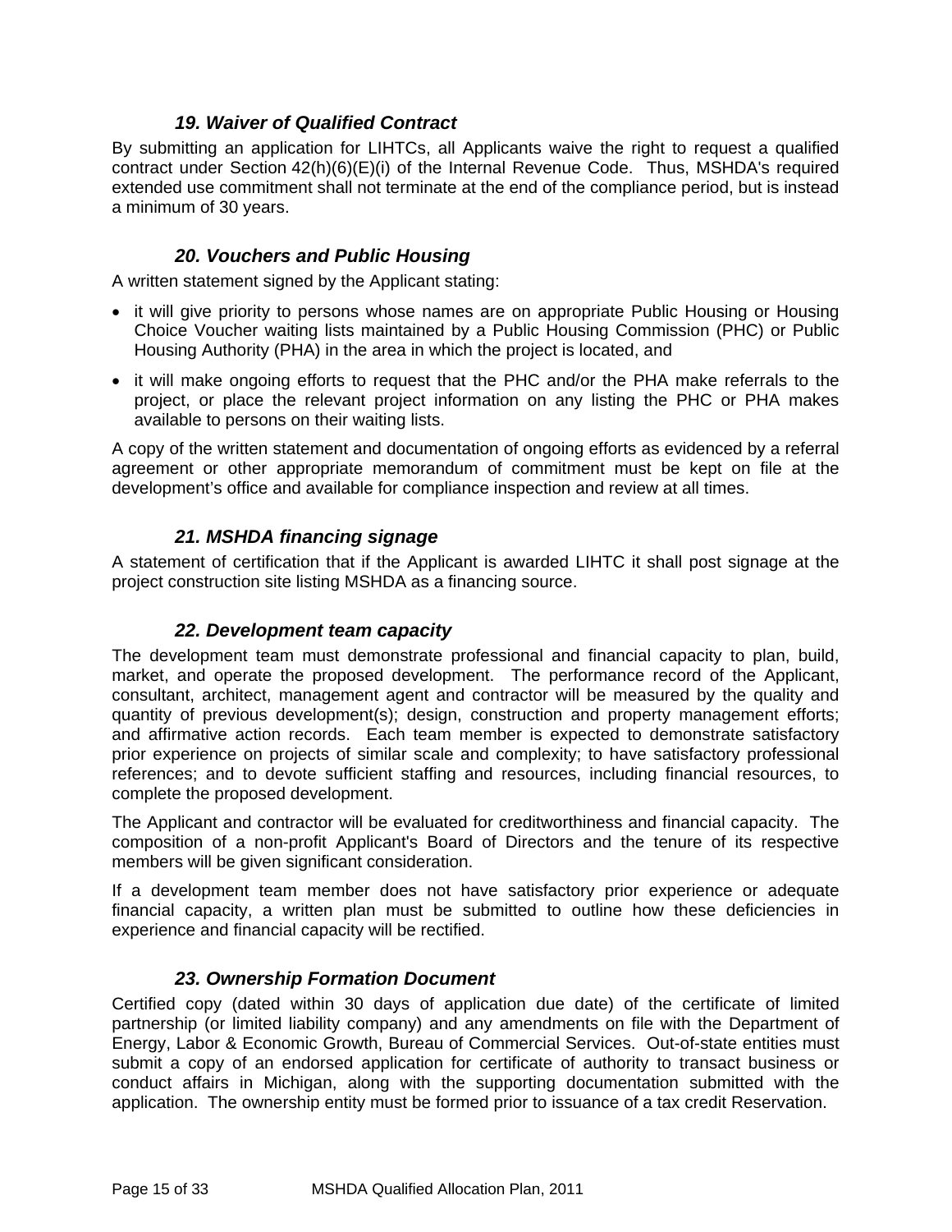### *19. Waiver of Qualified Contract*

By submitting an application for LIHTCs, all Applicants waive the right to request a qualified contract under Section 42(h)(6)(E)(i) of the Internal Revenue Code. Thus, MSHDA's required extended use commitment shall not terminate at the end of the compliance period, but is instead a minimum of 30 years.

### *20. Vouchers and Public Housing*

A written statement signed by the Applicant stating:

- it will give priority to persons whose names are on appropriate Public Housing or Housing Choice Voucher waiting lists maintained by a Public Housing Commission (PHC) or Public Housing Authority (PHA) in the area in which the project is located, and
- it will make ongoing efforts to request that the PHC and/or the PHA make referrals to the project, or place the relevant project information on any listing the PHC or PHA makes available to persons on their waiting lists.

A copy of the written statement and documentation of ongoing efforts as evidenced by a referral agreement or other appropriate memorandum of commitment must be kept on file at the development's office and available for compliance inspection and review at all times.

### *21. MSHDA financing signage*

A statement of certification that if the Applicant is awarded LIHTC it shall post signage at the project construction site listing MSHDA as a financing source.

### *22. Development team capacity*

The development team must demonstrate professional and financial capacity to plan, build, market, and operate the proposed development. The performance record of the Applicant, consultant, architect, management agent and contractor will be measured by the quality and quantity of previous development(s); design, construction and property management efforts; and affirmative action records. Each team member is expected to demonstrate satisfactory prior experience on projects of similar scale and complexity; to have satisfactory professional references; and to devote sufficient staffing and resources, including financial resources, to complete the proposed development.

The Applicant and contractor will be evaluated for creditworthiness and financial capacity. The composition of a non-profit Applicant's Board of Directors and the tenure of its respective members will be given significant consideration.

If a development team member does not have satisfactory prior experience or adequate financial capacity, a written plan must be submitted to outline how these deficiencies in experience and financial capacity will be rectified.

### *23. Ownership Formation Document*

Certified copy (dated within 30 days of application due date) of the certificate of limited partnership (or limited liability company) and any amendments on file with the Department of Energy, Labor & Economic Growth, Bureau of Commercial Services. Out-of-state entities must submit a copy of an endorsed application for certificate of authority to transact business or conduct affairs in Michigan, along with the supporting documentation submitted with the application. The ownership entity must be formed prior to issuance of a tax credit Reservation.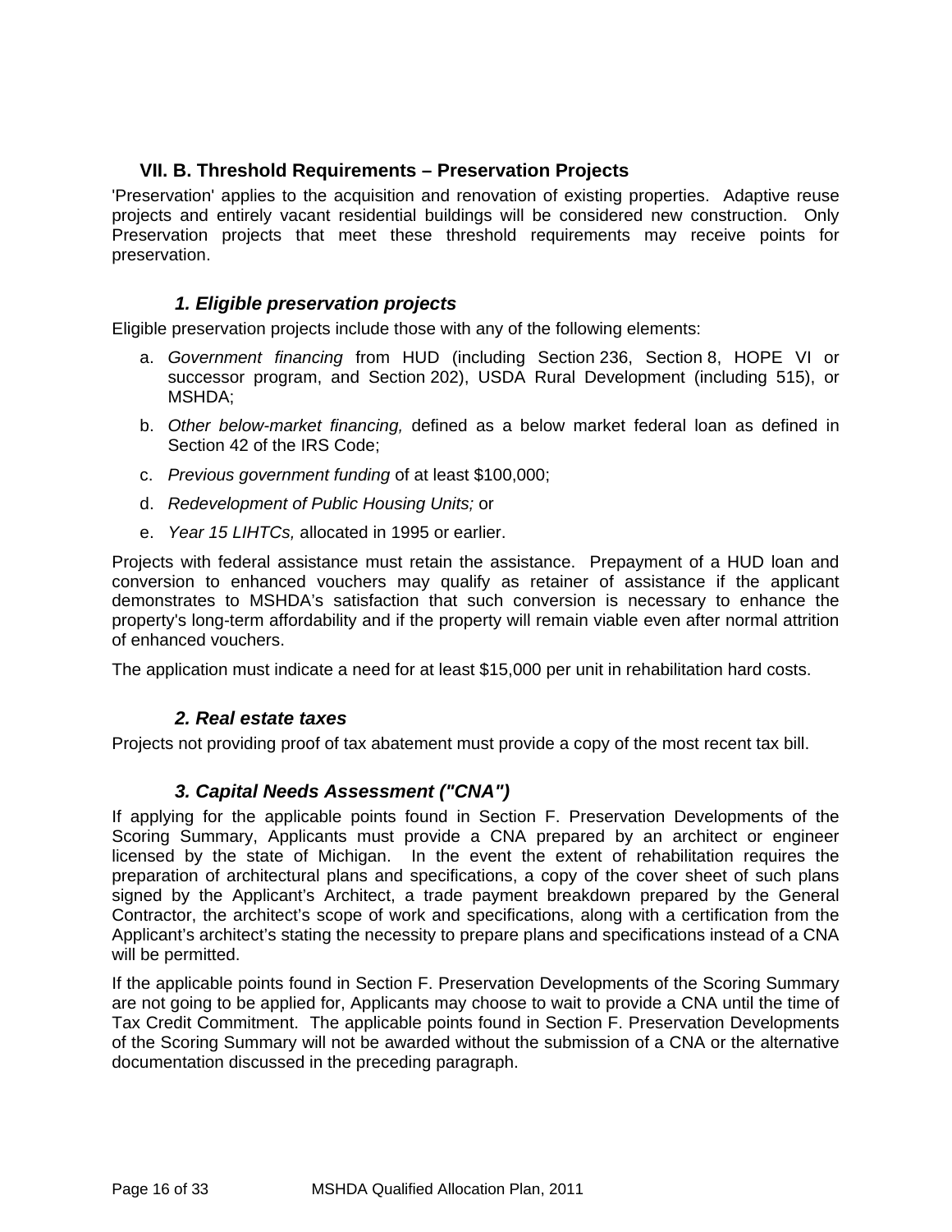## VII. B. Threshold Requirements – Preservation Projects

'Preservation' applies to the acquisition and renovation of existing properties. Adaptive reuse projects and entirely vacant residential buildings will be considered new construction. Only Preservation projects that meet these threshold requirements may receive points for preservation.

### *1. Eligible preservation projects*

Eligible preservation projects include those with any of the following elements:

a. *Government financing* from HUD (including Section 236, Section 8, HOPE VI or successor program, and Section 202), USDA Rural Development (including 515), or MSHDA;

b. *Other below-market financing,* defined as a below market federal loan as defined in Section 42 of the IRS Code;

c. *Previous government funding* of at least $100,000;

d. *Redevelopment of Public Housing Units;* or

e. *Year 15 LIHTCs,* allocated in 1995 or earlier.

Projects with federal assistance must retain the assistance. Prepayment of a HUD loan and conversion to enhanced vouchers may qualify as retainer of assistance if the applicant demonstrates to MSHDA's satisfaction that such conversion is necessary to enhance the property's long-term affordability and if the property will remain viable even after normal attrition of enhanced vouchers.

The application must indicate a need for at least $15,000 per unit in rehabilitation hard costs.

### *2. Real estate taxes*

Projects not providing proof of tax abatement must provide a copy of the most recent tax bill.

### *3. Capital Needs Assessment ("CNA")*

If applying for the applicable points found in Section F. Preservation Developments of the Scoring Summary, Applicants must provide a CNA prepared by an architect or engineer licensed by the state of Michigan. In the event the extent of rehabilitation requires the preparation of architectural plans and specifications, a copy of the cover sheet of such plans signed by the Applicant's Architect, a trade payment breakdown prepared by the General Contractor, the architect's scope of work and specifications, along with a certification from the Applicant's architect stating the necessity to prepare plans and specifications instead of a CNA will be permitted.

If the applicable points found in Section F. Preservation Developments of the Scoring Summary are not going to be applied for, Applicants may choose to wait to provide a CNA until the time of Tax Credit Commitment. The applicable points found in Section F. Preservation Developments of the Scoring Summary will not be awarded without the submission of a CNA or the alternative documentation discussed in the preceding paragraph.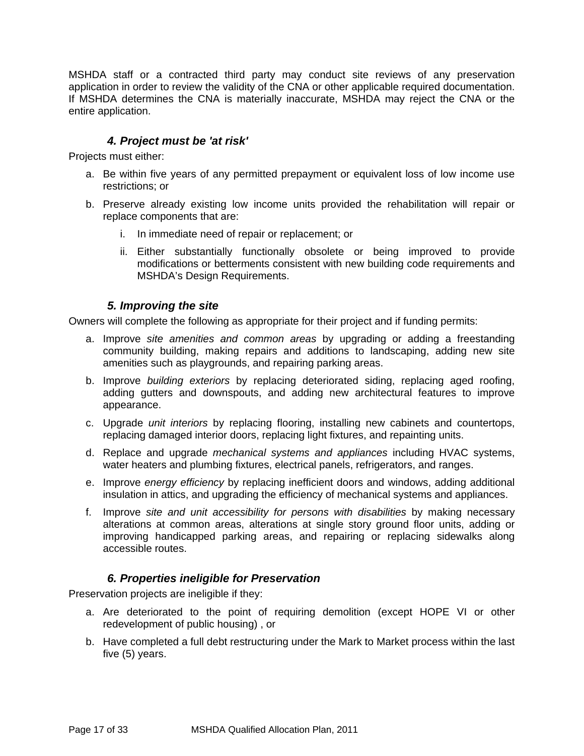MSHDA staff or a contracted third party may conduct site reviews of any preservation application in order to review the validity of the CNA or other applicable required documentation. If MSHDA determines the CNA is materially inaccurate, MSHDA may reject the CNA or the entire application.

### *4. Project must be 'at risk'*

Projects must either:

a. Be within five years of any permitted prepayment or equivalent loss of low income use restrictions; or
b. Preserve already existing low income units provided the rehabilitation will repair or replace components that are:
    i. In immediate need of repair or replacement; or
    ii. Either substantially functionally obsolete or being improved to provide modifications or betterments consistent with new building code requirements and MSHDA's Design Requirements.

### *5. Improving the site*

Owners will complete the following as appropriate for their project and if funding permits:

a. Improve *site amenities and common areas* by upgrading or adding a freestanding community building, making repairs and additions to landscaping, adding new site amenities such as playgrounds, and repairing parking areas.
b. Improve *building exteriors* by replacing deteriorated siding, replacing aged roofing, adding gutters and downspouts, and adding new architectural features to improve appearance.
c. Upgrade *unit interiors* by replacing flooring, installing new cabinets and countertops, replacing damaged interior doors, replacing light fixtures, and repainting units.
d. Replace and upgrade *mechanical systems and appliances* including HVAC systems, water heaters and plumbing fixtures, electrical panels, refrigerators, and ranges.
e. Improve *energy efficiency* by replacing inefficient doors and windows, adding additional insulation in attics, and upgrading the efficiency of mechanical systems and appliances.
f. Improve *site and unit accessibility for persons with disabilities* by making necessary alterations at common areas, alterations at single story ground floor units, adding or improving handicapped parking areas, and repairing or replacing sidewalks along accessible routes.

### *6. Properties ineligible for Preservation*

Preservation projects are ineligible if they:

a. Are deteriorated to the point of requiring demolition (except HOPE VI or other redevelopment of public housing) , or
b. Have completed a full debt restructuring under the Mark to Market process within the last five (5) years.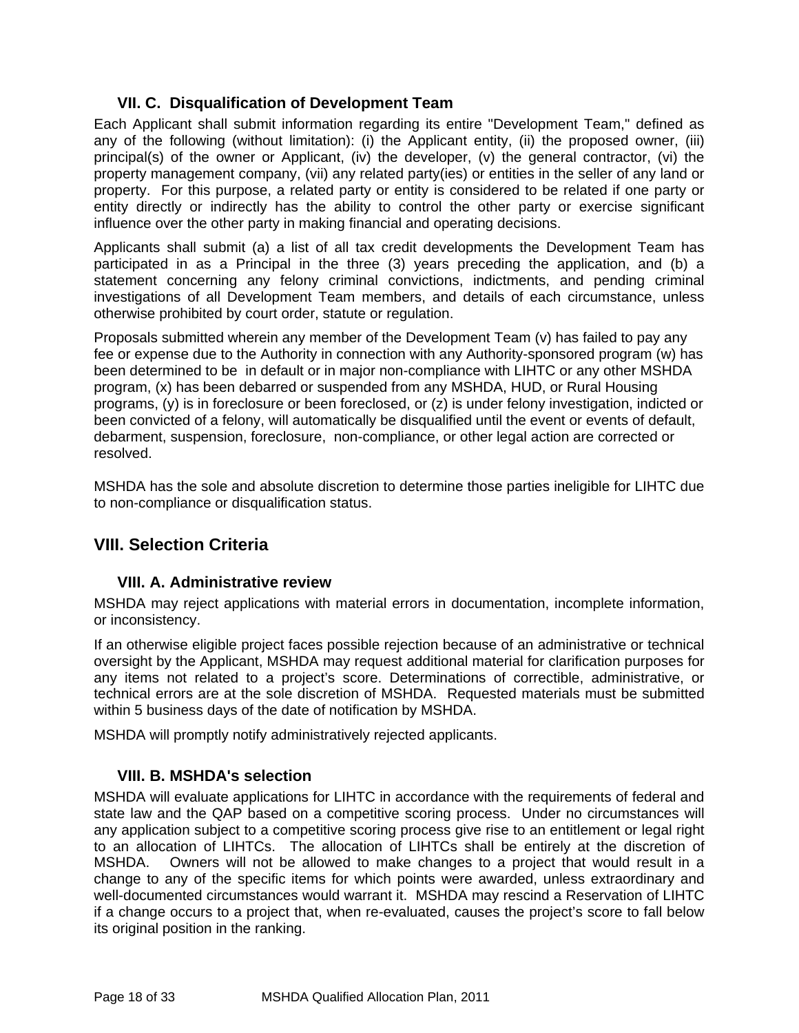### VII. C. Disqualification of Development Team

Each Applicant shall submit information regarding its entire "Development Team," defined as any of the following (without limitation): (i) the Applicant entity, (ii) the proposed owner, (iii) principal(s) of the owner or Applicant, (iv) the developer, (v) the general contractor, (vi) the property management company, (vii) any related party(ies) or entities in the seller of any land or property. For this purpose, a related party or entity is considered to be related if one party or entity directly or indirectly has the ability to control the other party or exercise significant influence over the other party in making financial and operating decisions.

Applicants shall submit (a) a list of all tax credit developments the Development Team has participated in as a Principal in the three (3) years preceding the application, and (b) a statement concerning any felony criminal convictions, indictments, and pending criminal investigations of all Development Team members, and details of each circumstance, unless otherwise prohibited by court order, statute or regulation.

Proposals submitted wherein any member of the Development Team (v) has failed to pay any fee or expense due to the Authority in connection with any Authority-sponsored program (w) has been determined to be in default or in major non-compliance with LIHTC or any other MSHDA program, (x) has been debarred or suspended from any MSHDA, HUD, or Rural Housing programs, (y) is in foreclosure or been foreclosed, or (z) is under felony investigation, indicted or been convicted of a felony, will automatically be disqualified until the event or events of default, debarment, suspension, foreclosure, non-compliance, or other legal action are corrected or resolved.

MSHDA has the sole and absolute discretion to determine those parties ineligible for LIHTC due to non-compliance or disqualification status.

## VIII. Selection Criteria

### VIII. A. Administrative review

MSHDA may reject applications with material errors in documentation, incomplete information, or inconsistency.

If an otherwise eligible project faces possible rejection because of an administrative or technical oversight by the Applicant, MSHDA may request additional material for clarification purposes for any items not related to a project's score. Determinations of correctible, administrative, or technical errors are at the sole discretion of MSHDA. Requested materials must be submitted within 5 business days of the date of notification by MSHDA.

MSHDA will promptly notify administratively rejected applicants.

### VIII. B. MSHDA's selection

MSHDA will evaluate applications for LIHTC in accordance with the requirements of federal and state law and the QAP based on a competitive scoring process. Under no circumstances will any application subject to a competitive scoring process give rise to an entitlement or legal right to an allocation of LIHTCs. The allocation of LIHTCs shall be entirely at the discretion of MSHDA. Owners will not be allowed to make changes to a project that would result in a change to any of the specific items for which points were awarded, unless extraordinary and well-documented circumstances would warrant it. MSHDA may rescind a Reservation of LIHTC if a change occurs to a project that, when re-evaluated, causes the project's score to fall below its original position in the ranking.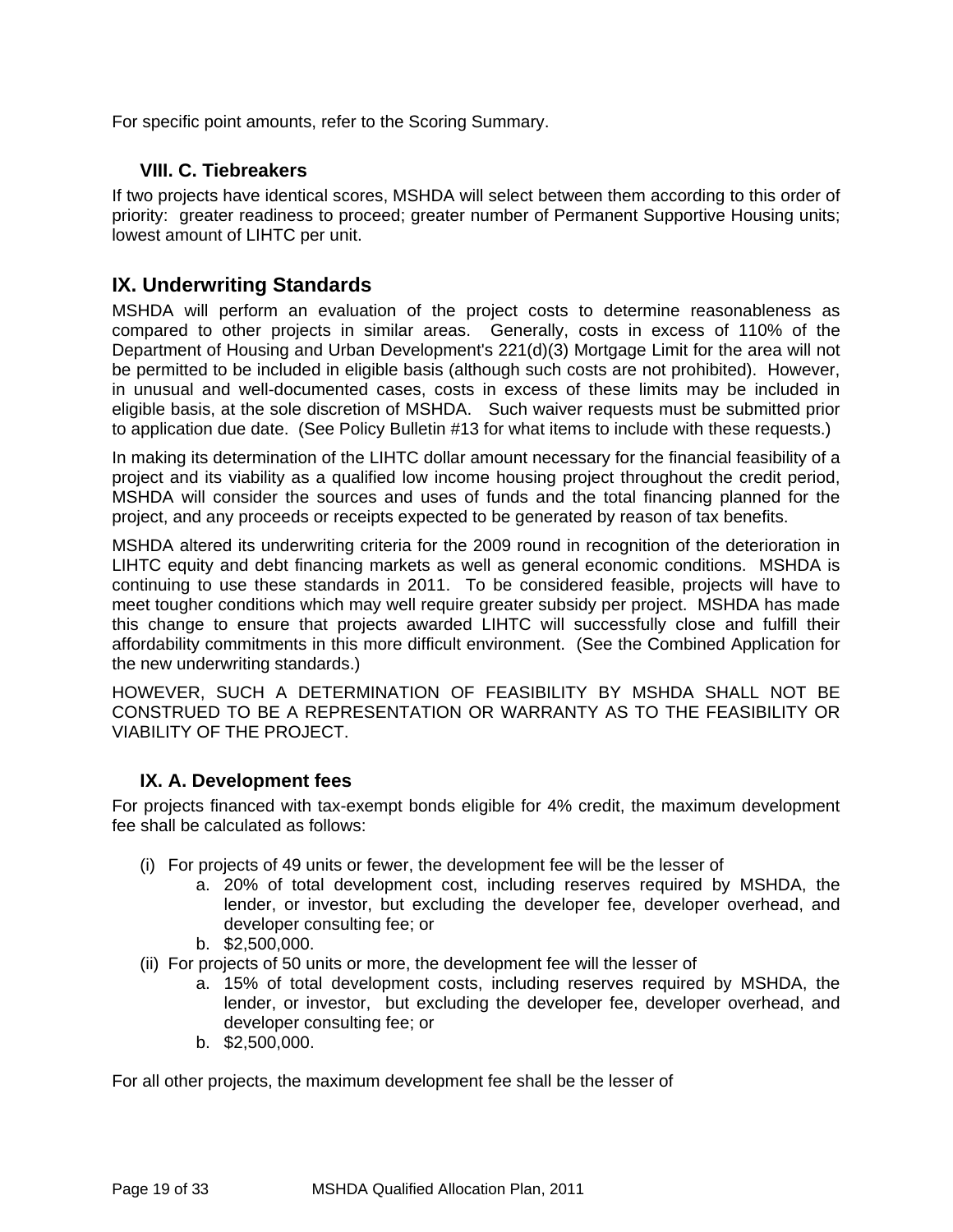For specific point amounts, refer to the Scoring Summary.

### VIII. C. Tiebreakers

If two projects have identical scores, MSHDA will select between them according to this order of priority: greater readiness to proceed; greater number of Permanent Supportive Housing units; lowest amount of LIHTC per unit.

## IX. Underwriting Standards

MSHDA will perform an evaluation of the project costs to determine reasonableness as compared to other projects in similar areas. Generally, costs in excess of 110% of the Department of Housing and Urban Development's 221(d)(3) Mortgage Limit for the area will not be permitted to be included in eligible basis (although such costs are not prohibited). However, in unusual and well-documented cases, costs in excess of these limits may be included in eligible basis, at the sole discretion of MSHDA. Such waiver requests must be submitted prior to application due date. (See Policy Bulletin #13 for what items to include with these requests.)

In making its determination of the LIHTC dollar amount necessary for the financial feasibility of a project and its viability as a qualified low income housing project throughout the credit period, MSHDA will consider the sources and uses of funds and the total financing planned for the project, and any proceeds or receipts expected to be generated by reason of tax benefits.

MSHDA altered its underwriting criteria for the 2009 round in recognition of the deterioration in LIHTC equity and debt financing markets as well as general economic conditions. MSHDA is continuing to use these standards in 2011. To be considered feasible, projects will have to meet tougher conditions which may well require greater subsidy per project. MSHDA has made this change to ensure that projects awarded LIHTC will successfully close and fulfill their affordability commitments in this more difficult environment. (See the Combined Application for the new underwriting standards.)

HOWEVER, SUCH A DETERMINATION OF FEASIBILITY BY MSHDA SHALL NOT BE CONSTRUED TO BE A REPRESENTATION OR WARRANTY AS TO THE FEASIBILITY OR VIABILITY OF THE PROJECT.

### IX. A. Development fees

For projects financed with tax-exempt bonds eligible for 4% credit, the maximum development fee shall be calculated as follows:

(i) For projects of 49 units or fewer, the development fee will be the lesser of
   a. 20% of total development cost, including reserves required by MSHDA, the lender, or investor, but excluding the developer fee, developer overhead, and developer consulting fee; or
   b. $2,500,000.

(ii) For projects of 50 units or more, the development fee will the lesser of
   a. 15% of total development costs, including reserves required by MSHDA, the lender, or investor, but excluding the developer fee, developer overhead, and developer consulting fee; or
   b. $2,500,000.

For all other projects, the maximum development fee shall be the lesser of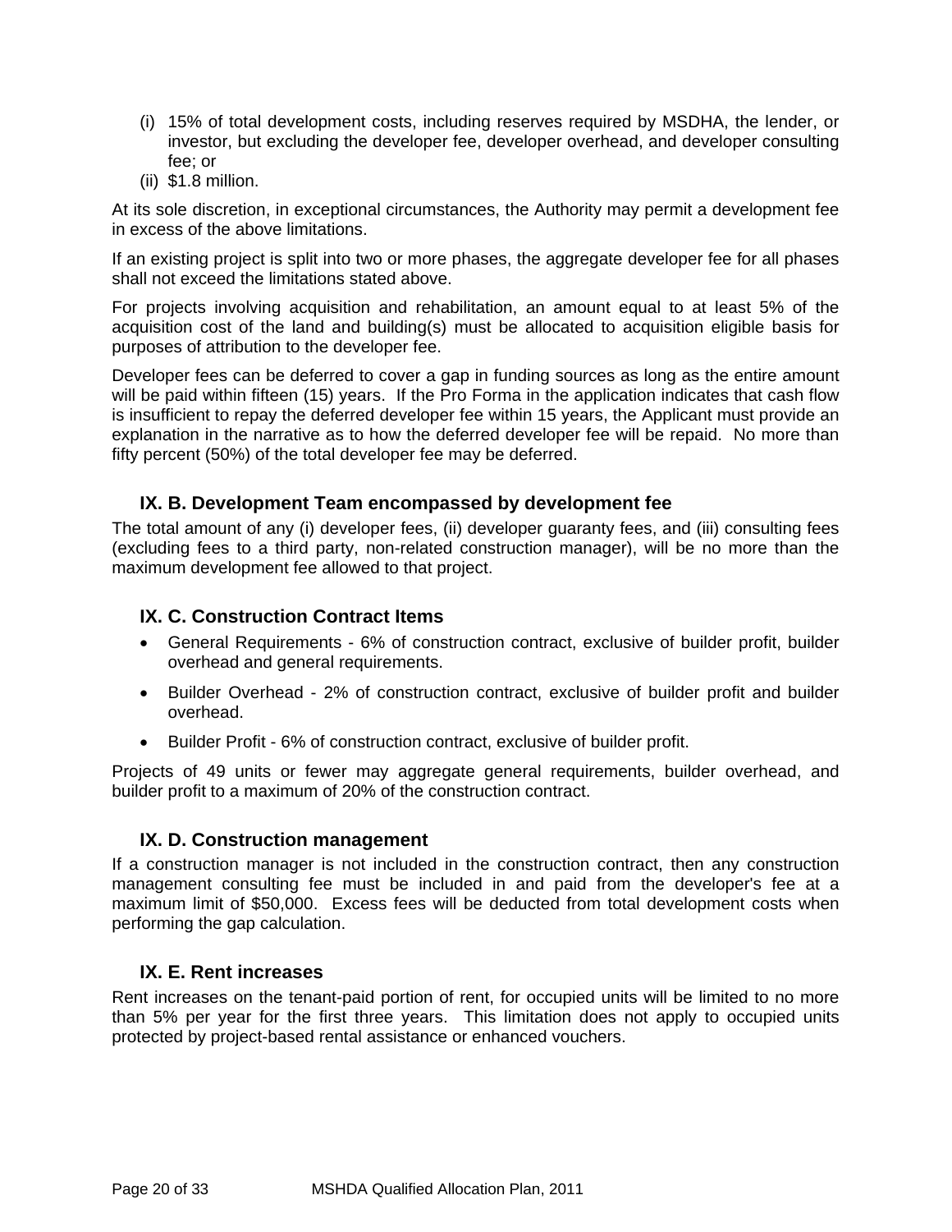(i) 15% of total development costs, including reserves required by MSDHA, the lender, or investor, but excluding the developer fee, developer overhead, and developer consulting fee; or
(ii) $1.8 million.

At its sole discretion, in exceptional circumstances, the Authority may permit a development fee in excess of the above limitations.

If an existing project is split into two or more phases, the aggregate developer fee for all phases shall not exceed the limitations stated above.

For projects involving acquisition and rehabilitation, an amount equal to at least 5% of the acquisition cost of the land and building(s) must be allocated to acquisition eligible basis for purposes of attribution to the developer fee.

Developer fees can be deferred to cover a gap in funding sources as long as the entire amount will be paid within fifteen (15) years. If the Pro Forma in the application indicates that cash flow is insufficient to repay the deferred developer fee within 15 years, the Applicant must provide an explanation in the narrative as to how the deferred developer fee will be repaid. No more than fifty percent (50%) of the total developer fee may be deferred.

### IX. B. Development Team encompassed by development fee

The total amount of any (i) developer fees, (ii) developer guaranty fees, and (iii) consulting fees (excluding fees to a third party, non-related construction manager), will be no more than the maximum development fee allowed to that project.

### IX. C. Construction Contract Items

- General Requirements - 6% of construction contract, exclusive of builder profit, builder overhead and general requirements.
- Builder Overhead - 2% of construction contract, exclusive of builder profit and builder overhead.
- Builder Profit - 6% of construction contract, exclusive of builder profit.

Projects of 49 units or fewer may aggregate general requirements, builder overhead, and builder profit to a maximum of 20% of the construction contract.

### IX. D. Construction management

If a construction manager is not included in the construction contract, then any construction management consulting fee must be included in and paid from the developer's fee at a maximum limit of $50,000. Excess fees will be deducted from total development costs when performing the gap calculation.

### IX. E. Rent increases

Rent increases on the tenant-paid portion of rent, for occupied units will be limited to no more than 5% per year for the first three years. This limitation does not apply to occupied units protected by project-based rental assistance or enhanced vouchers.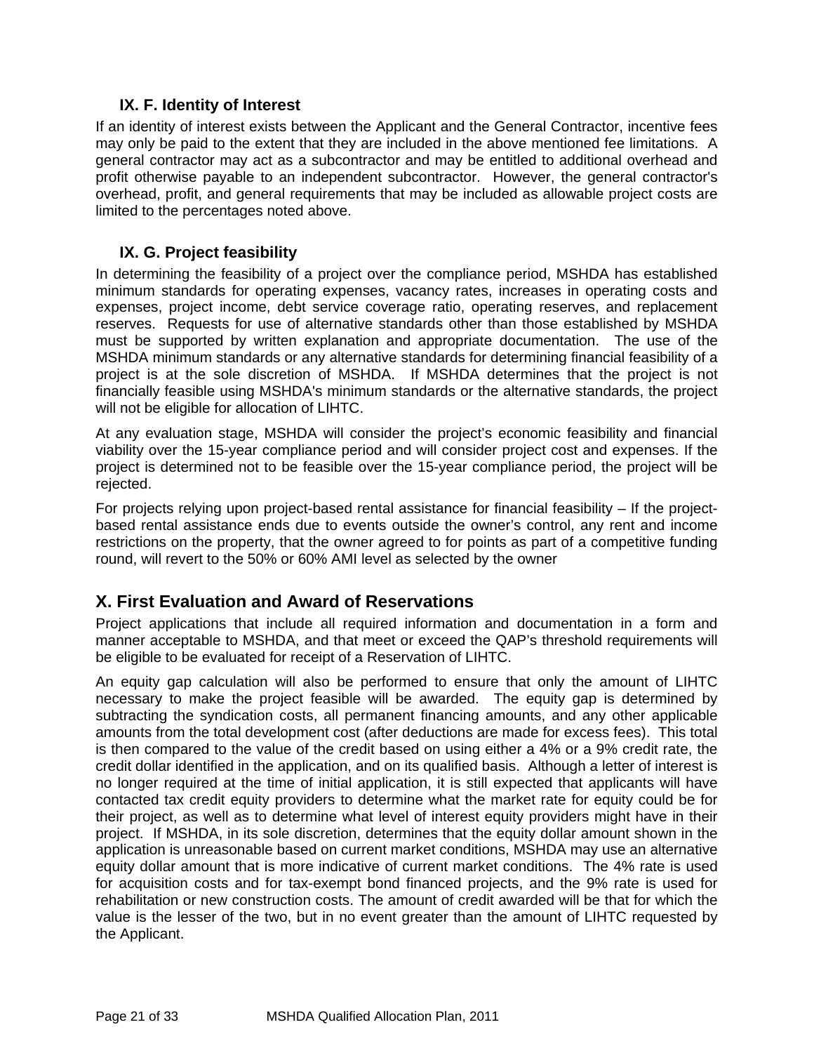### IX. F. Identity of Interest

If an identity of interest exists between the Applicant and the General Contractor, incentive fees may only be paid to the extent that they are included in the above mentioned fee limitations. A general contractor may act as a subcontractor and may be entitled to additional overhead and profit otherwise payable to an independent subcontractor. However, the general contractor's overhead, profit, and general requirements that may be included as allowable project costs are limited to the percentages noted above.

### IX. G. Project feasibility

In determining the feasibility of a project over the compliance period, MSHDA has established minimum standards for operating expenses, vacancy rates, increases in operating costs and expenses, project income, debt service coverage ratio, operating reserves, and replacement reserves. Requests for use of alternative standards other than those established by MSHDA must be supported by written explanation and appropriate documentation. The use of the MSHDA minimum standards or any alternative standards for determining financial feasibility of a project is at the sole discretion of MSHDA. If MSHDA determines that the project is not financially feasible using MSHDA's minimum standards or the alternative standards, the project will not be eligible for allocation of LIHTC.

At any evaluation stage, MSHDA will consider the project’s economic feasibility and financial viability over the 15-year compliance period and will consider project cost and expenses. If the project is determined not to be feasible over the 15-year compliance period, the project will be rejected.

For projects relying upon project-based rental assistance for financial feasibility – If the project-based rental assistance ends due to events outside the owner’s control, any rent and income restrictions on the property, that the owner agreed to for points as part of a competitive funding round, will revert to the 50% or 60% AMI level as selected by the owner

## X. First Evaluation and Award of Reservations

Project applications that include all required information and documentation in a form and manner acceptable to MSHDA, and that meet or exceed the QAP’s threshold requirements will be eligible to be evaluated for receipt of a Reservation of LIHTC.

An equity gap calculation will also be performed to ensure that only the amount of LIHTC necessary to make the project feasible will be awarded. The equity gap is determined by subtracting the syndication costs, all permanent financing amounts, and any other applicable amounts from the total development cost (after deductions are made for excess fees). This total is then compared to the value of the credit based on using either a 4% or a 9% credit rate, the credit dollar identified in the application, and on its qualified basis. Although a letter of interest is no longer required at the time of initial application, it is still expected that applicants will have contacted tax credit equity providers to determine what the market rate for equity could be for their project, as well as to determine what level of interest equity providers might have in their project. If MSHDA, in its sole discretion, determines that the equity dollar amount shown in the application is unreasonable based on current market conditions, MSHDA may use an alternative equity dollar amount that is more indicative of current market conditions. The 4% rate is used for acquisition costs and for tax-exempt bond financed projects, and the 9% rate is used for rehabilitation or new construction costs. The amount of credit awarded will be that for which the value is the lesser of the two, but in no event greater than the amount of LIHTC requested by the Applicant.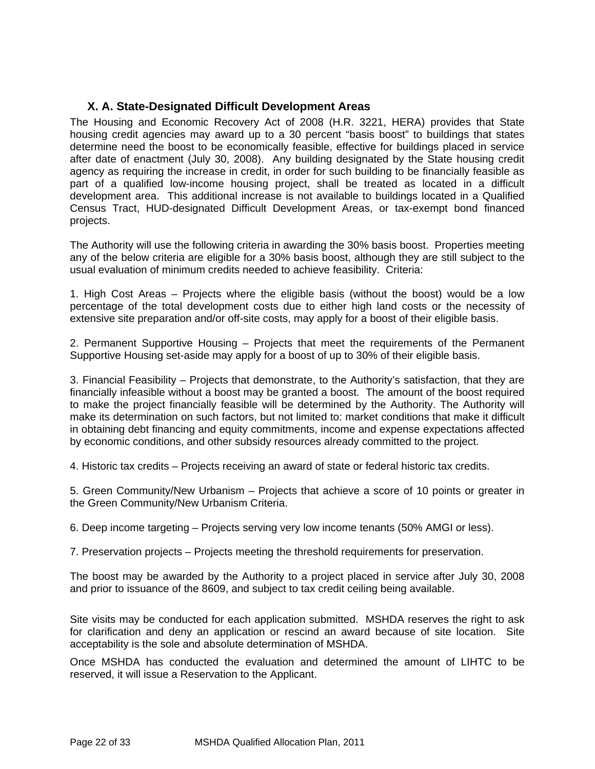### X. A. State-Designated Difficult Development Areas

The Housing and Economic Recovery Act of 2008 (H.R. 3221, HERA) provides that State housing credit agencies may award up to a 30 percent "basis boost" to buildings that states determine need the boost to be economically feasible, effective for buildings placed in service after date of enactment (July 30, 2008). Any building designated by the State housing credit agency as requiring the increase in credit, in order for such building to be financially feasible as part of a qualified low-income housing project, shall be treated as located in a difficult development area. This additional increase is not available to buildings located in a Qualified Census Tract, HUD-designated Difficult Development Areas, or tax-exempt bond financed projects.

The Authority will use the following criteria in awarding the 30% basis boost. Properties meeting any of the below criteria are eligible for a 30% basis boost, although they are still subject to the usual evaluation of minimum credits needed to achieve feasibility. Criteria:

1. High Cost Areas – Projects where the eligible basis (without the boost) would be a low percentage of the total development costs due to either high land costs or the necessity of extensive site preparation and/or off-site costs, may apply for a boost of their eligible basis.

2. Permanent Supportive Housing – Projects that meet the requirements of the Permanent Supportive Housing set-aside may apply for a boost of up to 30% of their eligible basis.

3. Financial Feasibility – Projects that demonstrate, to the Authority's satisfaction, that they are financially infeasible without a boost may be granted a boost. The amount of the boost required to make the project financially feasible will be determined by the Authority. The Authority will make its determination on such factors, but not limited to: market conditions that make it difficult in obtaining debt financing and equity commitments, income and expense expectations affected by economic conditions, and other subsidy resources already committed to the project.

4. Historic tax credits – Projects receiving an award of state or federal historic tax credits.

5. Green Community/New Urbanism – Projects that achieve a score of 10 points or greater in the Green Community/New Urbanism Criteria.

6. Deep income targeting – Projects serving very low income tenants (50% AMGI or less).

7. Preservation projects – Projects meeting the threshold requirements for preservation.

The boost may be awarded by the Authority to a project placed in service after July 30, 2008 and prior to issuance of the 8609, and subject to tax credit ceiling being available.

Site visits may be conducted for each application submitted. MSHDA reserves the right to ask for clarification and deny an application or rescind an award because of site location. Site acceptability is the sole and absolute determination of MSHDA.

Once MSHDA has conducted the evaluation and determined the amount of LIHTC to be reserved, it will issue a Reservation to the Applicant.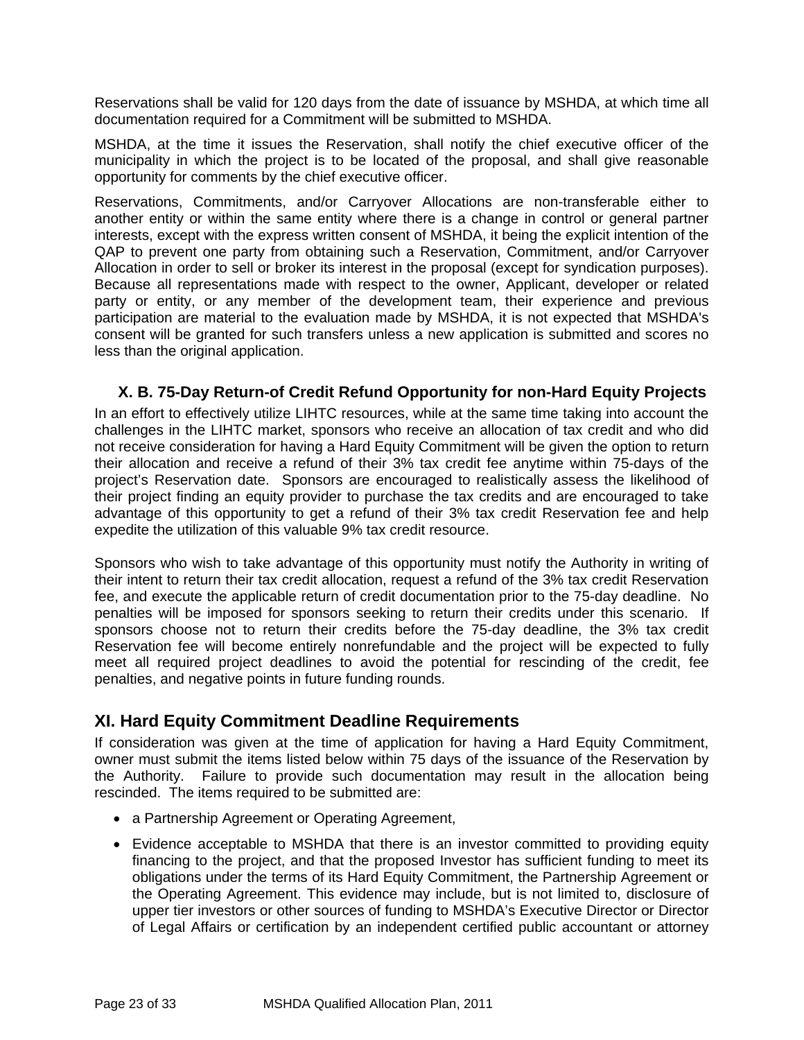Reservations shall be valid for 120 days from the date of issuance by MSHDA, at which time all documentation required for a Commitment will be submitted to MSHDA.

MSHDA, at the time it issues the Reservation, shall notify the chief executive officer of the municipality in which the project is to be located of the proposal, and shall give reasonable opportunity for comments by the chief executive officer.

Reservations, Commitments, and/or Carryover Allocations are non-transferable either to another entity or within the same entity where there is a change in control or general partner interests, except with the express written consent of MSHDA, it being the explicit intention of the QAP to prevent one party from obtaining such a Reservation, Commitment, and/or Carryover Allocation in order to sell or broker its interest in the proposal (except for syndication purposes). Because all representations made with respect to the owner, Applicant, developer or related party or entity, or any member of the development team, their experience and previous participation are material to the evaluation made by MSHDA, it is not expected that MSHDA's consent will be granted for such transfers unless a new application is submitted and scores no less than the original application.

### X. B. 75-Day Return-of Credit Refund Opportunity for non-Hard Equity Projects

In an effort to effectively utilize LIHTC resources, while at the same time taking into account the challenges in the LIHTC market, sponsors who receive an allocation of tax credit and who did not receive consideration for having a Hard Equity Commitment will be given the option to return their allocation and receive a refund of their 3% tax credit fee anytime within 75-days of the project's Reservation date. Sponsors are encouraged to realistically assess the likelihood of their project finding an equity provider to purchase the tax credits and are encouraged to take advantage of this opportunity to get a refund of their 3% tax credit Reservation fee and help expedite the utilization of this valuable 9% tax credit resource.

Sponsors who wish to take advantage of this opportunity must notify the Authority in writing of their intent to return their tax credit allocation, request a refund of the 3% tax credit Reservation fee, and execute the applicable return of credit documentation prior to the 75-day deadline. No penalties will be imposed for sponsors seeking to return their credits under this scenario. If sponsors choose not to return their credits before the 75-day deadline, the 3% tax credit Reservation fee will become entirely nonrefundable and the project will be expected to fully meet all required project deadlines to avoid the potential for rescinding of the credit, fee penalties, and negative points in future funding rounds.

## XI. Hard Equity Commitment Deadline Requirements

If consideration was given at the time of application for having a Hard Equity Commitment, owner must submit the items listed below within 75 days of the issuance of the Reservation by the Authority. Failure to provide such documentation may result in the allocation being rescinded. The items required to be submitted are:

- a Partnership Agreement or Operating Agreement,
- Evidence acceptable to MSHDA that there is an investor committed to providing equity financing to the project, and that the proposed Investor has sufficient funding to meet its obligations under the terms of its Hard Equity Commitment, the Partnership Agreement or the Operating Agreement. This evidence may include, but is not limited to, disclosure of upper tier investors or other sources of funding to MSHDA's Executive Director or Director of Legal Affairs or certification by an independent certified public accountant or attorney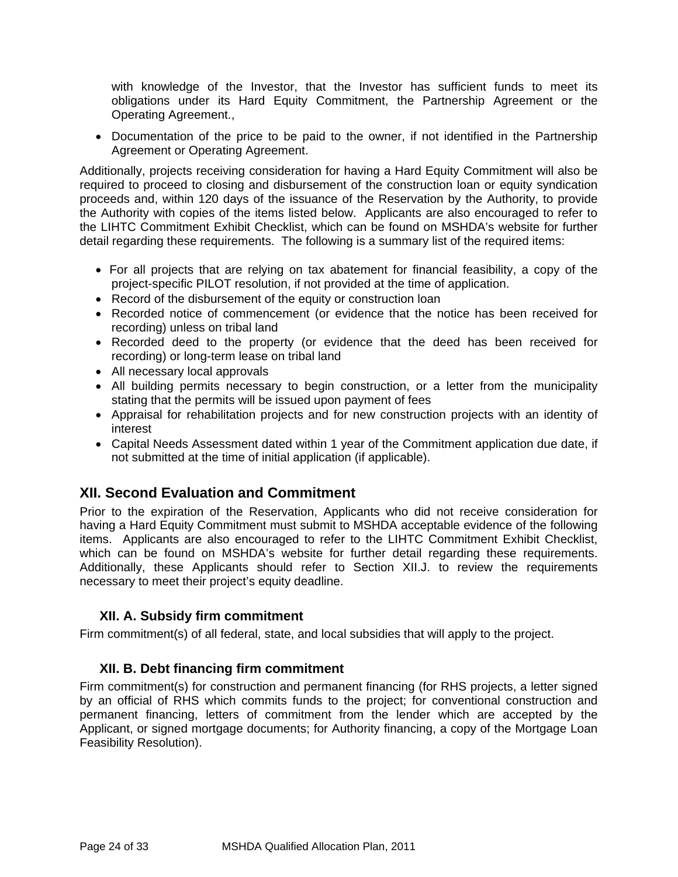with knowledge of the Investor, that the Investor has sufficient funds to meet its obligations under its Hard Equity Commitment, the Partnership Agreement or the Operating Agreement.,

- Documentation of the price to be paid to the owner, if not identified in the Partnership Agreement or Operating Agreement.

Additionally, projects receiving consideration for having a Hard Equity Commitment will also be required to proceed to closing and disbursement of the construction loan or equity syndication proceeds and, within 120 days of the issuance of the Reservation by the Authority, to provide the Authority with copies of the items listed below. Applicants are also encouraged to refer to the LIHTC Commitment Exhibit Checklist, which can be found on MSHDA's website for further detail regarding these requirements. The following is a summary list of the required items:

- For all projects that are relying on tax abatement for financial feasibility, a copy of the project-specific PILOT resolution, if not provided at the time of application.
- Record of the disbursement of the equity or construction loan
- Recorded notice of commencement (or evidence that the notice has been received for recording) unless on tribal land
- Recorded deed to the property (or evidence that the deed has been received for recording) or long-term lease on tribal land
- All necessary local approvals
- All building permits necessary to begin construction, or a letter from the municipality stating that the permits will be issued upon payment of fees
- Appraisal for rehabilitation projects and for new construction projects with an identity of interest
- Capital Needs Assessment dated within 1 year of the Commitment application due date, if not submitted at the time of initial application (if applicable).

## XII. Second Evaluation and Commitment

Prior to the expiration of the Reservation, Applicants who did not receive consideration for having a Hard Equity Commitment must submit to MSHDA acceptable evidence of the following items. Applicants are also encouraged to refer to the LIHTC Commitment Exhibit Checklist, which can be found on MSHDA's website for further detail regarding these requirements. Additionally, these Applicants should refer to Section XII.J. to review the requirements necessary to meet their project's equity deadline.

### XII. A. Subsidy firm commitment

Firm commitment(s) of all federal, state, and local subsidies that will apply to the project.

### XII. B. Debt financing firm commitment

Firm commitment(s) for construction and permanent financing (for RHS projects, a letter signed by an official of RHS which commits funds to the project; for conventional construction and permanent financing, letters of commitment from the lender which are accepted by the Applicant, or signed mortgage documents; for Authority financing, a copy of the Mortgage Loan Feasibility Resolution).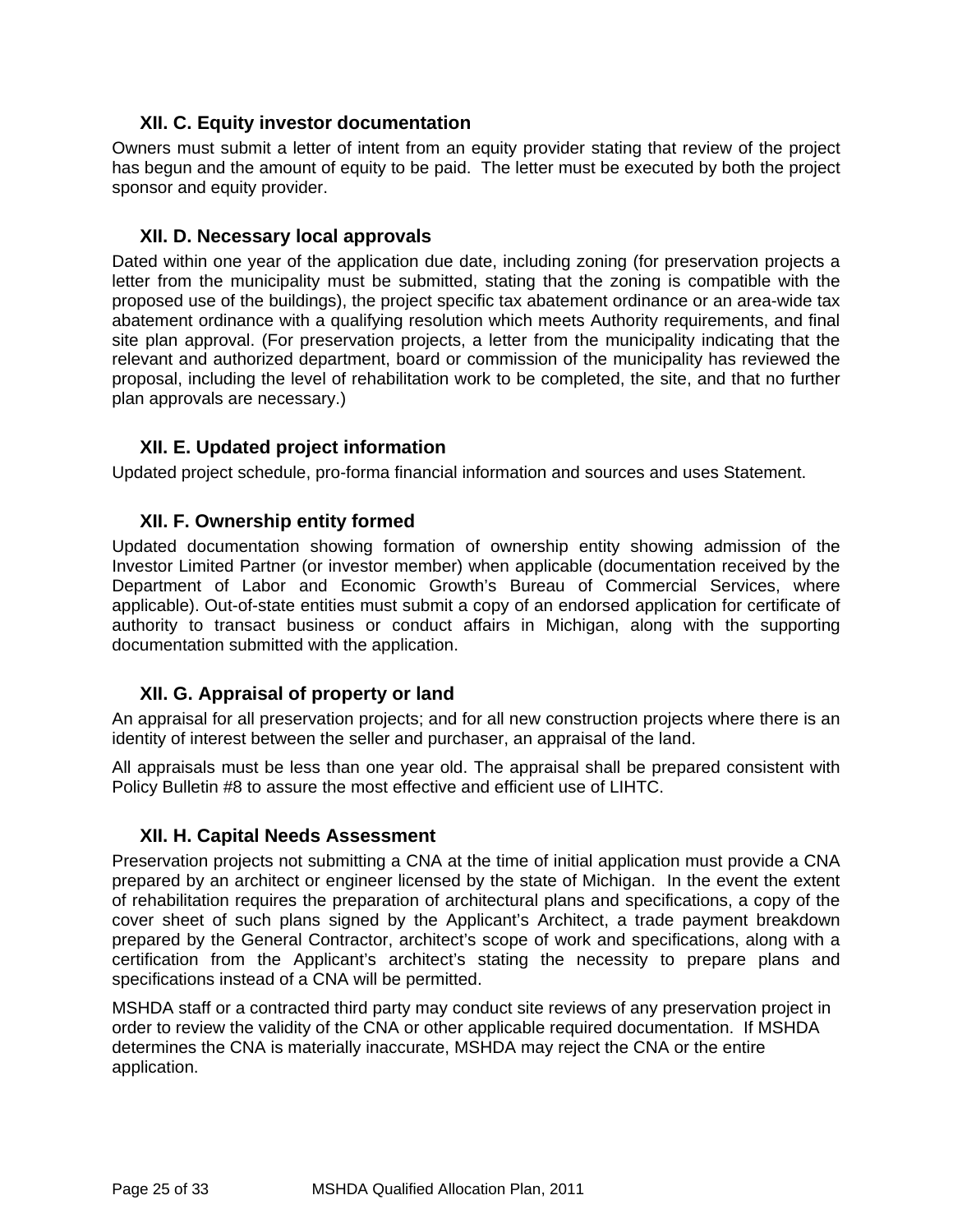### XII. C. Equity investor documentation

Owners must submit a letter of intent from an equity provider stating that review of the project has begun and the amount of equity to be paid. The letter must be executed by both the project sponsor and equity provider.

### XII. D. Necessary local approvals

Dated within one year of the application due date, including zoning (for preservation projects a letter from the municipality must be submitted, stating that the zoning is compatible with the proposed use of the buildings), the project specific tax abatement ordinance or an area-wide tax abatement ordinance with a qualifying resolution which meets Authority requirements, and final site plan approval. (For preservation projects, a letter from the municipality indicating that the relevant and authorized department, board or commission of the municipality has reviewed the proposal, including the level of rehabilitation work to be completed, the site, and that no further plan approvals are necessary.)

### XII. E. Updated project information

Updated project schedule, pro-forma financial information and sources and uses Statement.

### XII. F. Ownership entity formed

Updated documentation showing formation of ownership entity showing admission of the Investor Limited Partner (or investor member) when applicable (documentation received by the Department of Labor and Economic Growth's Bureau of Commercial Services, where applicable). Out-of-state entities must submit a copy of an endorsed application for certificate of authority to transact business or conduct affairs in Michigan, along with the supporting documentation submitted with the application.

### XII. G. Appraisal of property or land

An appraisal for all preservation projects; and for all new construction projects where there is an identity of interest between the seller and purchaser, an appraisal of the land.

All appraisals must be less than one year old. The appraisal shall be prepared consistent with Policy Bulletin #8 to assure the most effective and efficient use of LIHTC.

### XII. H. Capital Needs Assessment

Preservation projects not submitting a CNA at the time of initial application must provide a CNA prepared by an architect or engineer licensed by the state of Michigan. In the event the extent of rehabilitation requires the preparation of architectural plans and specifications, a copy of the cover sheet of such plans signed by the Applicant's Architect, a trade payment breakdown prepared by the General Contractor, architect's scope of work and specifications, along with a certification from the Applicant's architect's stating the necessity to prepare plans and specifications instead of a CNA will be permitted.

MSHDA staff or a contracted third party may conduct site reviews of any preservation project in order to review the validity of the CNA or other applicable required documentation. If MSHDA determines the CNA is materially inaccurate, MSHDA may reject the CNA or the entire application.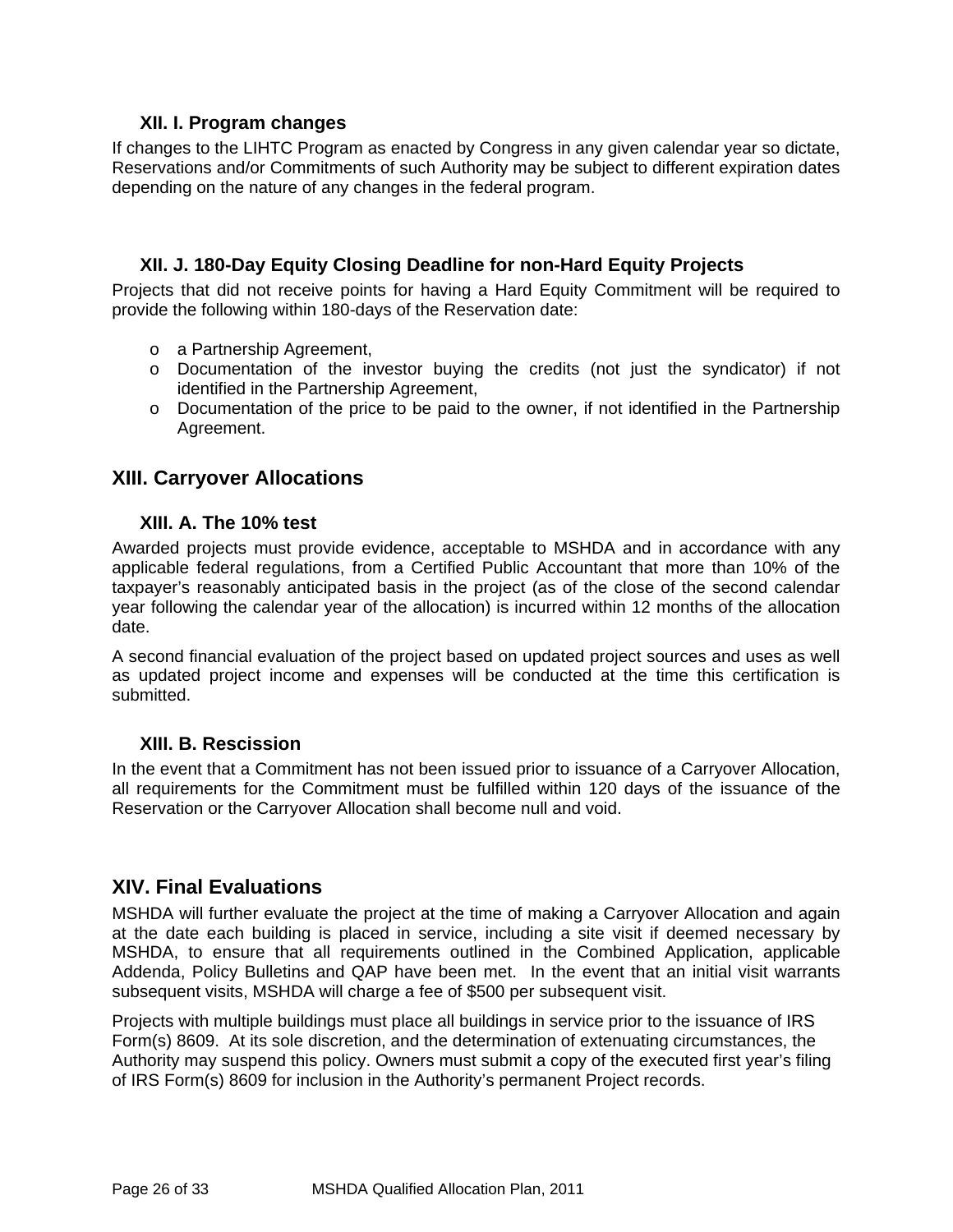### XII. I. Program changes

If changes to the LIHTC Program as enacted by Congress in any given calendar year so dictate, Reservations and/or Commitments of such Authority may be subject to different expiration dates depending on the nature of any changes in the federal program.

### XII. J. 180-Day Equity Closing Deadline for non-Hard Equity Projects

Projects that did not receive points for having a Hard Equity Commitment will be required to provide the following within 180-days of the Reservation date:

- a Partnership Agreement,
- Documentation of the investor buying the credits (not just the syndicator) if not identified in the Partnership Agreement,
- Documentation of the price to be paid to the owner, if not identified in the Partnership Agreement.

## XIII. Carryover Allocations

### XIII. A. The 10% test

Awarded projects must provide evidence, acceptable to MSHDA and in accordance with any applicable federal regulations, from a Certified Public Accountant that more than 10% of the taxpayer's reasonably anticipated basis in the project (as of the close of the second calendar year following the calendar year of the allocation) is incurred within 12 months of the allocation date.

A second financial evaluation of the project based on updated project sources and uses as well as updated project income and expenses will be conducted at the time this certification is submitted.

### XIII. B. Rescission

In the event that a Commitment has not been issued prior to issuance of a Carryover Allocation, all requirements for the Commitment must be fulfilled within 120 days of the issuance of the Reservation or the Carryover Allocation shall become null and void.

## XIV. Final Evaluations

MSHDA will further evaluate the project at the time of making a Carryover Allocation and again at the date each building is placed in service, including a site visit if deemed necessary by MSHDA, to ensure that all requirements outlined in the Combined Application, applicable Addenda, Policy Bulletins and QAP have been met. In the event that an initial visit warrants subsequent visits, MSHDA will charge a fee of $500 per subsequent visit.

Projects with multiple buildings must place all buildings in service prior to the issuance of IRS Form(s) 8609. At its sole discretion, and the determination of extenuating circumstances, the Authority may suspend this policy. Owners must submit a copy of the executed first year's filing of IRS Form(s) 8609 for inclusion in the Authority's permanent Project records.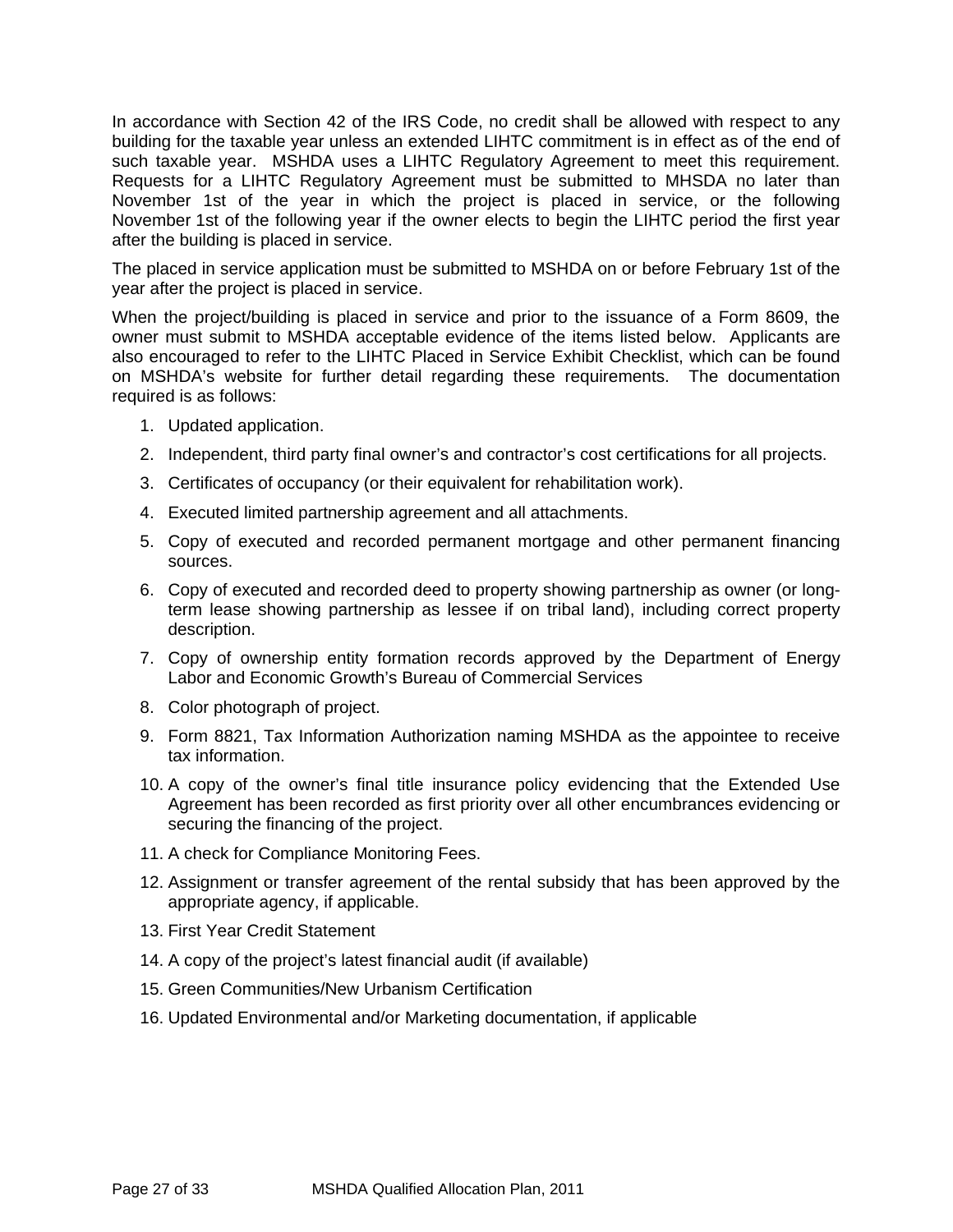In accordance with Section 42 of the IRS Code, no credit shall be allowed with respect to any building for the taxable year unless an extended LIHTC commitment is in effect as of the end of such taxable year. MSHDA uses a LIHTC Regulatory Agreement to meet this requirement. Requests for a LIHTC Regulatory Agreement must be submitted to MHSDA no later than November 1st of the year in which the project is placed in service, or the following November 1st of the following year if the owner elects to begin the LIHTC period the first year after the building is placed in service.

The placed in service application must be submitted to MSHDA on or before February 1st of the year after the project is placed in service.

When the project/building is placed in service and prior to the issuance of a Form 8609, the owner must submit to MSHDA acceptable evidence of the items listed below. Applicants are also encouraged to refer to the LIHTC Placed in Service Exhibit Checklist, which can be found on MSHDA's website for further detail regarding these requirements. The documentation required is as follows:

1. Updated application.
2. Independent, third party final owner's and contractor's cost certifications for all projects.
3. Certificates of occupancy (or their equivalent for rehabilitation work).
4. Executed limited partnership agreement and all attachments.
5. Copy of executed and recorded permanent mortgage and other permanent financing sources.
6. Copy of executed and recorded deed to property showing partnership as owner (or long-term lease showing partnership as lessee if on tribal land), including correct property description.
7. Copy of ownership entity formation records approved by the Department of Energy Labor and Economic Growth's Bureau of Commercial Services
8. Color photograph of project.
9. Form 8821, Tax Information Authorization naming MSHDA as the appointee to receive tax information.
10. A copy of the owner's final title insurance policy evidencing that the Extended Use Agreement has been recorded as first priority over all other encumbrances evidencing or securing the financing of the project.
11. A check for Compliance Monitoring Fees.
12. Assignment or transfer agreement of the rental subsidy that has been approved by the appropriate agency, if applicable.
13. First Year Credit Statement
14. A copy of the project's latest financial audit (if available)
15. Green Communities/New Urbanism Certification
16. Updated Environmental and/or Marketing documentation, if applicable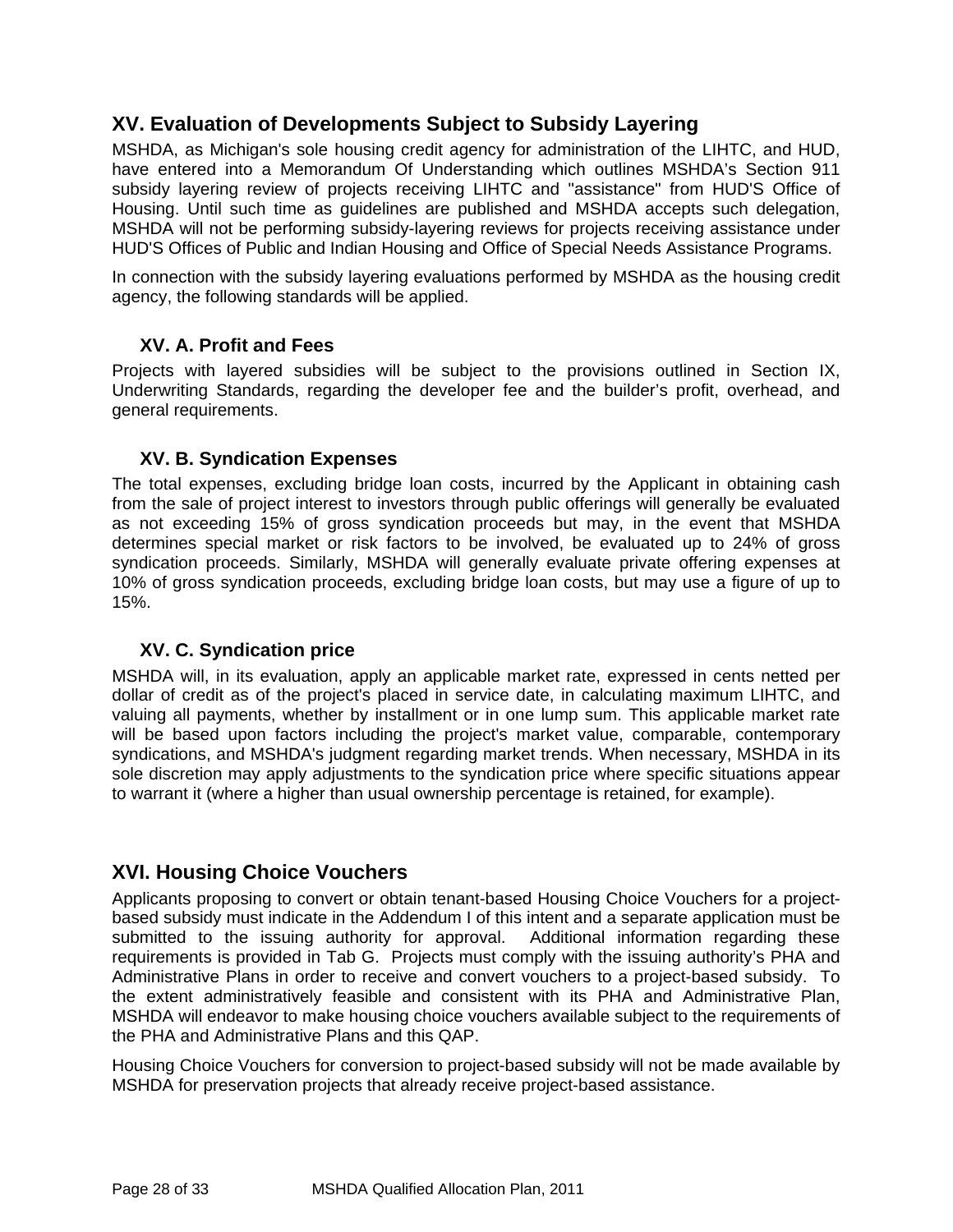## XV. Evaluation of Developments Subject to Subsidy Layering

MSHDA, as Michigan's sole housing credit agency for administration of the LIHTC, and HUD, have entered into a Memorandum Of Understanding which outlines MSHDA's Section 911 subsidy layering review of projects receiving LIHTC and "assistance" from HUD'S Office of Housing. Until such time as guidelines are published and MSHDA accepts such delegation, MSHDA will not be performing subsidy-layering reviews for projects receiving assistance under HUD'S Offices of Public and Indian Housing and Office of Special Needs Assistance Programs.

In connection with the subsidy layering evaluations performed by MSHDA as the housing credit agency, the following standards will be applied.

### XV. A. Profit and Fees

Projects with layered subsidies will be subject to the provisions outlined in Section IX, Underwriting Standards, regarding the developer fee and the builder's profit, overhead, and general requirements.

### XV. B. Syndication Expenses

The total expenses, excluding bridge loan costs, incurred by the Applicant in obtaining cash from the sale of project interest to investors through public offerings will generally be evaluated as not exceeding 15% of gross syndication proceeds but may, in the event that MSHDA determines special market or risk factors to be involved, be evaluated up to 24% of gross syndication proceeds. Similarly, MSHDA will generally evaluate private offering expenses at 10% of gross syndication proceeds, excluding bridge loan costs, but may use a figure of up to 15%.

### XV. C. Syndication price

MSHDA will, in its evaluation, apply an applicable market rate, expressed in cents netted per dollar of credit as of the project's placed in service date, in calculating maximum LIHTC, and valuing all payments, whether by installment or in one lump sum. This applicable market rate will be based upon factors including the project's market value, comparable, contemporary syndications, and MSHDA's judgment regarding market trends. When necessary, MSHDA in its sole discretion may apply adjustments to the syndication price where specific situations appear to warrant it (where a higher than usual ownership percentage is retained, for example).

## XVI. Housing Choice Vouchers

Applicants proposing to convert or obtain tenant-based Housing Choice Vouchers for a project-based subsidy must indicate in the Addendum I of this intent and a separate application must be submitted to the issuing authority for approval. Additional information regarding these requirements is provided in Tab G. Projects must comply with the issuing authority's PHA and Administrative Plans in order to receive and convert vouchers to a project-based subsidy. To the extent administratively feasible and consistent with its PHA and Administrative Plan, MSHDA will endeavor to make housing choice vouchers available subject to the requirements of the PHA and Administrative Plans and this QAP.

Housing Choice Vouchers for conversion to project-based subsidy will not be made available by MSHDA for preservation projects that already receive project-based assistance.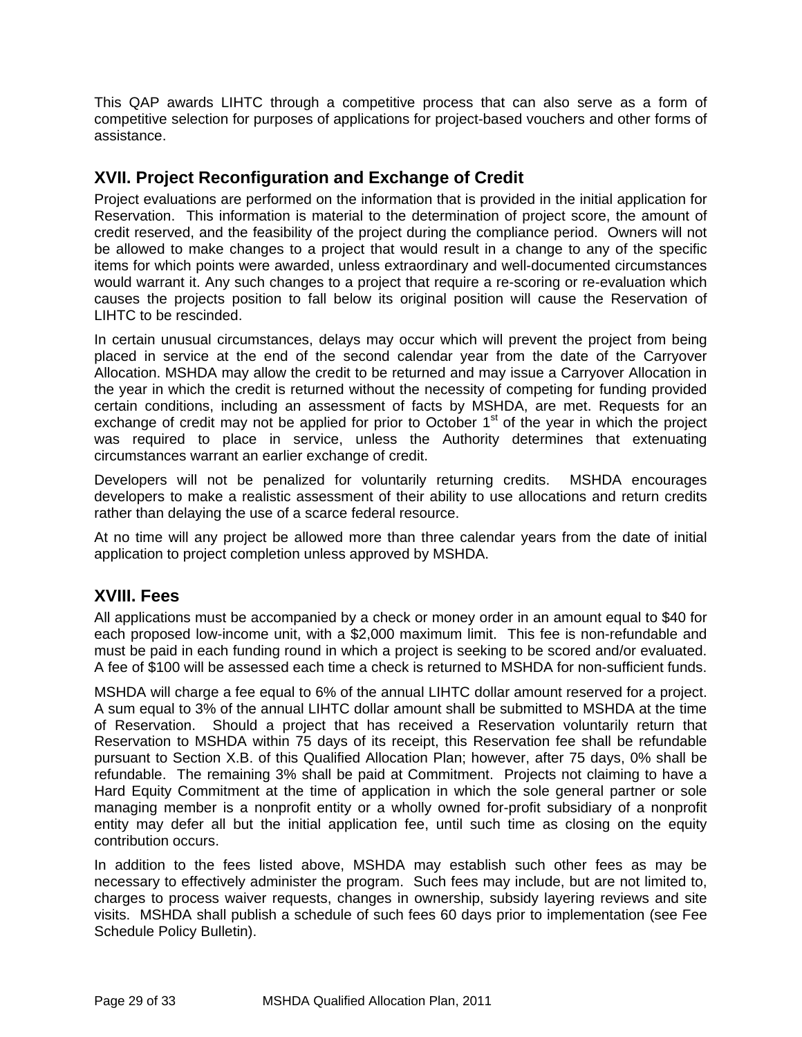This QAP awards LIHTC through a competitive process that can also serve as a form of competitive selection for purposes of applications for project-based vouchers and other forms of assistance.

## XVII. Project Reconfiguration and Exchange of Credit

Project evaluations are performed on the information that is provided in the initial application for Reservation. This information is material to the determination of project score, the amount of credit reserved, and the feasibility of the project during the compliance period. Owners will not be allowed to make changes to a project that would result in a change to any of the specific items for which points were awarded, unless extraordinary and well-documented circumstances would warrant it. Any such changes to a project that require a re-scoring or re-evaluation which causes the projects position to fall below its original position will cause the Reservation of LIHTC to be rescinded.

In certain unusual circumstances, delays may occur which will prevent the project from being placed in service at the end of the second calendar year from the date of the Carryover Allocation. MSHDA may allow the credit to be returned and may issue a Carryover Allocation in the year in which the credit is returned without the necessity of competing for funding provided certain conditions, including an assessment of facts by MSHDA, are met. Requests for an exchange of credit may not be applied for prior to October 1st of the year in which the project was required to place in service, unless the Authority determines that extenuating circumstances warrant an earlier exchange of credit.

Developers will not be penalized for voluntarily returning credits. MSHDA encourages developers to make a realistic assessment of their ability to use allocations and return credits rather than delaying the use of a scarce federal resource.

At no time will any project be allowed more than three calendar years from the date of initial application to project completion unless approved by MSHDA.

## XVIII. Fees

All applications must be accompanied by a check or money order in an amount equal to $40 for each proposed low-income unit, with a $2,000 maximum limit. This fee is non-refundable and must be paid in each funding round in which a project is seeking to be scored and/or evaluated. A fee of $100 will be assessed each time a check is returned to MSHDA for non-sufficient funds.

MSHDA will charge a fee equal to 6% of the annual LIHTC dollar amount reserved for a project. A sum equal to 3% of the annual LIHTC dollar amount shall be submitted to MSHDA at the time of Reservation. Should a project that has received a Reservation voluntarily return that Reservation to MSHDA within 75 days of its receipt, this Reservation fee shall be refundable pursuant to Section X.B. of this Qualified Allocation Plan; however, after 75 days, 0% shall be refundable. The remaining 3% shall be paid at Commitment. Projects not claiming to have a Hard Equity Commitment at the time of application in which the sole general partner or sole managing member is a nonprofit entity or a wholly owned for-profit subsidiary of a nonprofit entity may defer all but the initial application fee, until such time as closing on the equity contribution occurs.

In addition to the fees listed above, MSHDA may establish such other fees as may be necessary to effectively administer the program. Such fees may include, but are not limited to, charges to process waiver requests, changes in ownership, subsidy layering reviews and site visits. MSHDA shall publish a schedule of such fees 60 days prior to implementation (see Fee Schedule Policy Bulletin).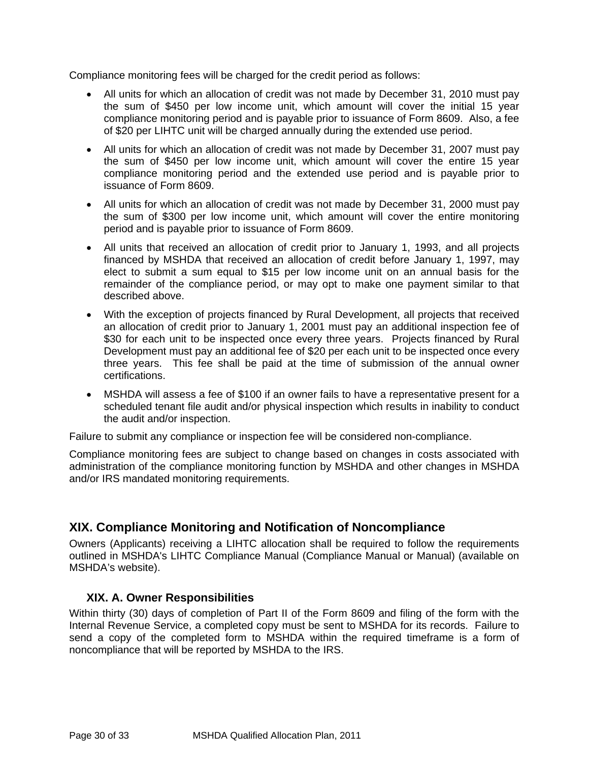Compliance monitoring fees will be charged for the credit period as follows:

- All units for which an allocation of credit was not made by December 31, 2010 must pay the sum of $450 per low income unit, which amount will cover the initial 15 year compliance monitoring period and is payable prior to issuance of Form 8609. Also, a fee of $20 per LIHTC unit will be charged annually during the extended use period.
- All units for which an allocation of credit was not made by December 31, 2007 must pay the sum of $450 per low income unit, which amount will cover the entire 15 year compliance monitoring period and the extended use period and is payable prior to issuance of Form 8609.
- All units for which an allocation of credit was not made by December 31, 2000 must pay the sum of $300 per low income unit, which amount will cover the entire monitoring period and is payable prior to issuance of Form 8609.
- All units that received an allocation of credit prior to January 1, 1993, and all projects financed by MSHDA that received an allocation of credit before January 1, 1997, may elect to submit a sum equal to $15 per low income unit on an annual basis for the remainder of the compliance period, or may opt to make one payment similar to that described above.
- With the exception of projects financed by Rural Development, all projects that received an allocation of credit prior to January 1, 2001 must pay an additional inspection fee of $30 for each unit to be inspected once every three years. Projects financed by Rural Development must pay an additional fee of $20 per each unit to be inspected once every three years. This fee shall be paid at the time of submission of the annual owner certifications.
- MSHDA will assess a fee of $100 if an owner fails to have a representative present for a scheduled tenant file audit and/or physical inspection which results in inability to conduct the audit and/or inspection.

Failure to submit any compliance or inspection fee will be considered non-compliance.

Compliance monitoring fees are subject to change based on changes in costs associated with administration of the compliance monitoring function by MSHDA and other changes in MSHDA and/or IRS mandated monitoring requirements.

## XIX. Compliance Monitoring and Notification of Noncompliance

Owners (Applicants) receiving a LIHTC allocation shall be required to follow the requirements outlined in MSHDA's LIHTC Compliance Manual (Compliance Manual or Manual) (available on MSHDA's website).

### XIX. A. Owner Responsibilities

Within thirty (30) days of completion of Part II of the Form 8609 and filing of the form with the Internal Revenue Service, a completed copy must be sent to MSHDA for its records. Failure to send a copy of the completed form to MSHDA within the required timeframe is a form of noncompliance that will be reported by MSHDA to the IRS.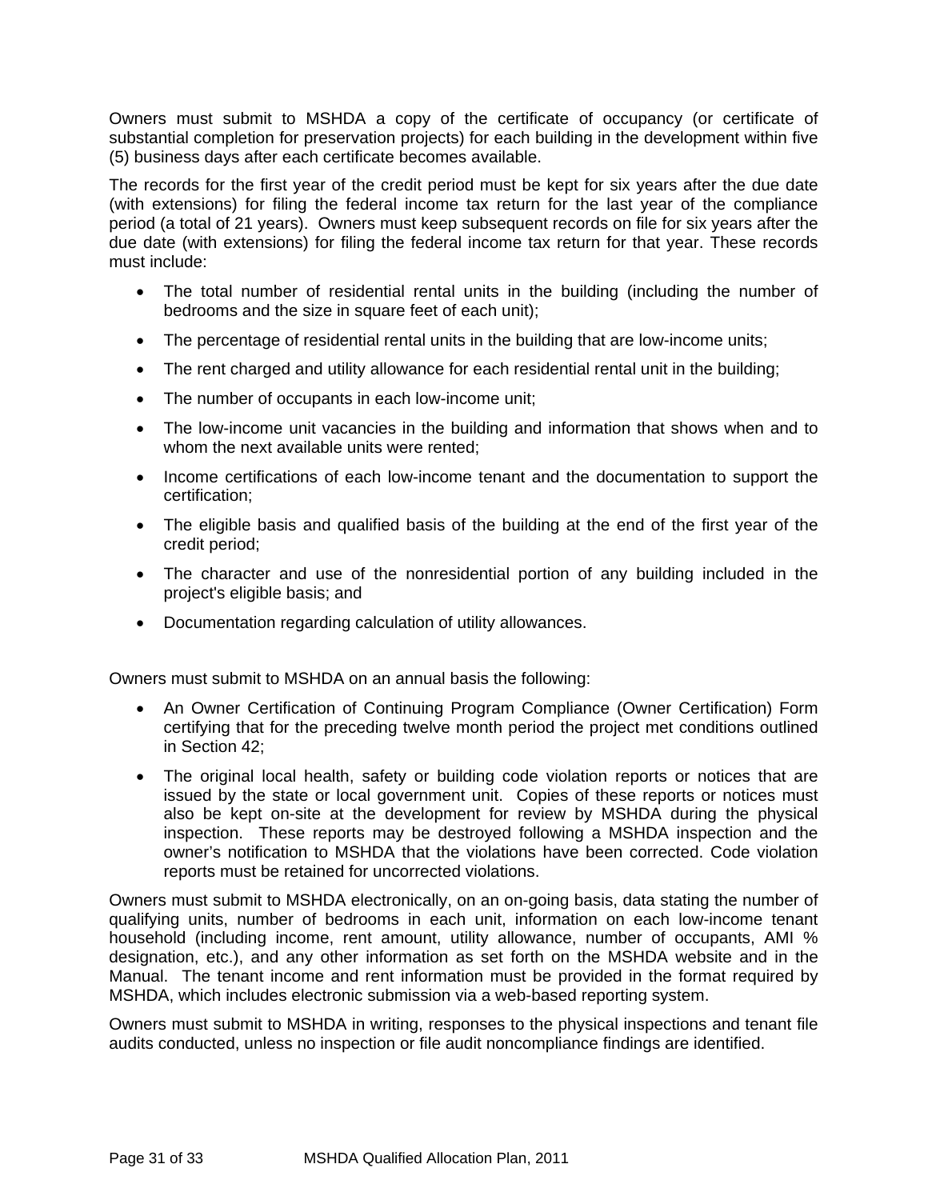Owners must submit to MSHDA a copy of the certificate of occupancy (or certificate of substantial completion for preservation projects) for each building in the development within five (5) business days after each certificate becomes available.

The records for the first year of the credit period must be kept for six years after the due date (with extensions) for filing the federal income tax return for the last year of the compliance period (a total of 21 years). Owners must keep subsequent records on file for six years after the due date (with extensions) for filing the federal income tax return for that year. These records must include:

- The total number of residential rental units in the building (including the number of bedrooms and the size in square feet of each unit);
- The percentage of residential rental units in the building that are low-income units;
- The rent charged and utility allowance for each residential rental unit in the building;
- The number of occupants in each low-income unit;
- The low-income unit vacancies in the building and information that shows when and to whom the next available units were rented;
- Income certifications of each low-income tenant and the documentation to support the certification;
- The eligible basis and qualified basis of the building at the end of the first year of the credit period;
- The character and use of the nonresidential portion of any building included in the project's eligible basis; and
- Documentation regarding calculation of utility allowances.

Owners must submit to MSHDA on an annual basis the following:

- An Owner Certification of Continuing Program Compliance (Owner Certification) Form certifying that for the preceding twelve month period the project met conditions outlined in Section 42;
- The original local health, safety or building code violation reports or notices that are issued by the state or local government unit. Copies of these reports or notices must also be kept on-site at the development for review by MSHDA during the physical inspection. These reports may be destroyed following a MSHDA inspection and the owner's notification to MSHDA that the violations have been corrected. Code violation reports must be retained for uncorrected violations.

Owners must submit to MSHDA electronically, on an on-going basis, data stating the number of qualifying units, number of bedrooms in each unit, information on each low-income tenant household (including income, rent amount, utility allowance, number of occupants, AMI % designation, etc.), and any other information as set forth on the MSHDA website and in the Manual. The tenant income and rent information must be provided in the format required by MSHDA, which includes electronic submission via a web-based reporting system.

Owners must submit to MSHDA in writing, responses to the physical inspections and tenant file audits conducted, unless no inspection or file audit noncompliance findings are identified.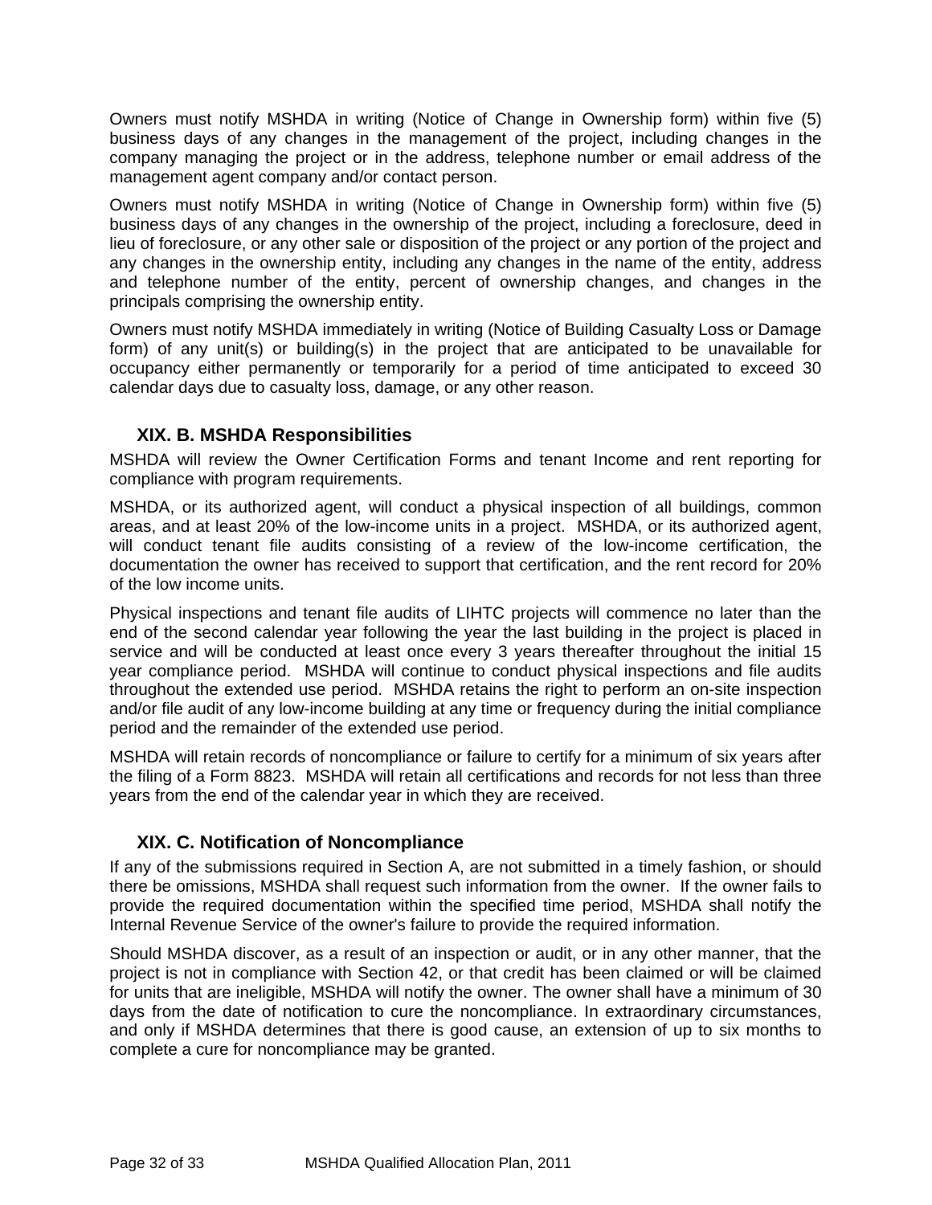Owners must notify MSHDA in writing (Notice of Change in Ownership form) within five (5) business days of any changes in the management of the project, including changes in the company managing the project or in the address, telephone number or email address of the management agent company and/or contact person.

Owners must notify MSHDA in writing (Notice of Change in Ownership form) within five (5) business days of any changes in the ownership of the project, including a foreclosure, deed in lieu of foreclosure, or any other sale or disposition of the project or any portion of the project and any changes in the ownership entity, including any changes in the name of the entity, address and telephone number of the entity, percent of ownership changes, and changes in the principals comprising the ownership entity.

Owners must notify MSHDA immediately in writing (Notice of Building Casualty Loss or Damage form) of any unit(s) or building(s) in the project that are anticipated to be unavailable for occupancy either permanently or temporarily for a period of time anticipated to exceed 30 calendar days due to casualty loss, damage, or any other reason.

### XIX. B. MSHDA Responsibilities

MSHDA will review the Owner Certification Forms and tenant Income and rent reporting for compliance with program requirements.

MSHDA, or its authorized agent, will conduct a physical inspection of all buildings, common areas, and at least 20% of the low-income units in a project. MSHDA, or its authorized agent, will conduct tenant file audits consisting of a review of the low-income certification, the documentation the owner has received to support that certification, and the rent record for 20% of the low income units.

Physical inspections and tenant file audits of LIHTC projects will commence no later than the end of the second calendar year following the year the last building in the project is placed in service and will be conducted at least once every 3 years thereafter throughout the initial 15 year compliance period. MSHDA will continue to conduct physical inspections and file audits throughout the extended use period. MSHDA retains the right to perform an on-site inspection and/or file audit of any low-income building at any time or frequency during the initial compliance period and the remainder of the extended use period.

MSHDA will retain records of noncompliance or failure to certify for a minimum of six years after the filing of a Form 8823. MSHDA will retain all certifications and records for not less than three years from the end of the calendar year in which they are received.

### XIX. C. Notification of Noncompliance

If any of the submissions required in Section A, are not submitted in a timely fashion, or should there be omissions, MSHDA shall request such information from the owner. If the owner fails to provide the required documentation within the specified time period, MSHDA shall notify the Internal Revenue Service of the owner's failure to provide the required information.

Should MSHDA discover, as a result of an inspection or audit, or in any other manner, that the project is not in compliance with Section 42, or that credit has been claimed or will be claimed for units that are ineligible, MSHDA will notify the owner. The owner shall have a minimum of 30 days from the date of notification to cure the noncompliance. In extraordinary circumstances, and only if MSHDA determines that there is good cause, an extension of up to six months to complete a cure for noncompliance may be granted.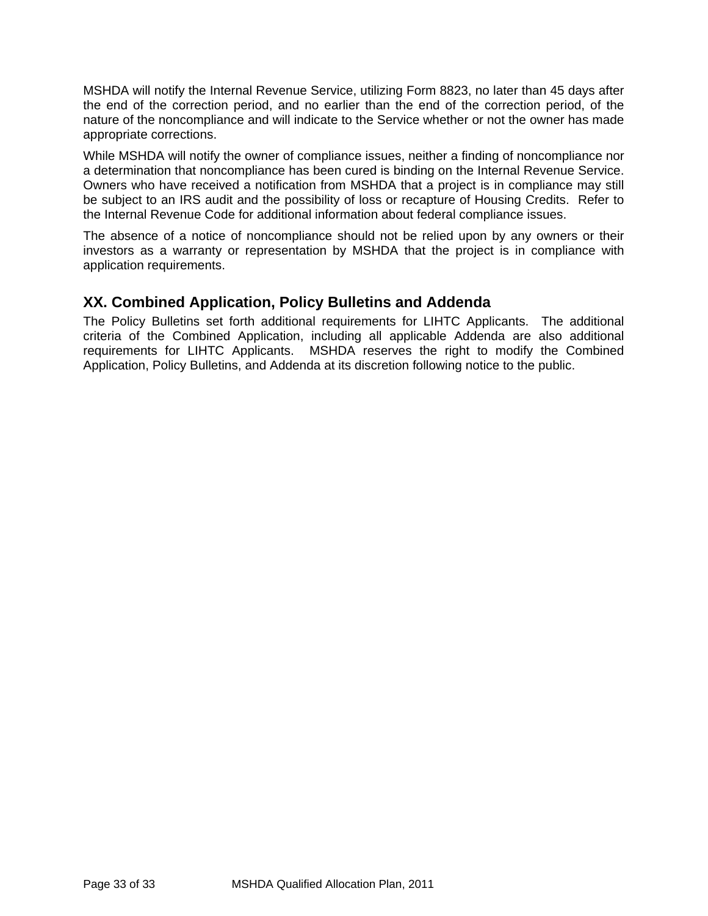MSHDA will notify the Internal Revenue Service, utilizing Form 8823, no later than 45 days after the end of the correction period, and no earlier than the end of the correction period, of the nature of the noncompliance and will indicate to the Service whether or not the owner has made appropriate corrections.

While MSHDA will notify the owner of compliance issues, neither a finding of noncompliance nor a determination that noncompliance has been cured is binding on the Internal Revenue Service. Owners who have received a notification from MSHDA that a project is in compliance may still be subject to an IRS audit and the possibility of loss or recapture of Housing Credits. Refer to the Internal Revenue Code for additional information about federal compliance issues.

The absence of a notice of noncompliance should not be relied upon by any owners or their investors as a warranty or representation by MSHDA that the project is in compliance with application requirements.

## XX. Combined Application, Policy Bulletins and Addenda

The Policy Bulletins set forth additional requirements for LIHTC Applicants. The additional criteria of the Combined Application, including all applicable Addenda are also additional requirements for LIHTC Applicants. MSHDA reserves the right to modify the Combined Application, Policy Bulletins, and Addenda at its discretion following notice to the public.